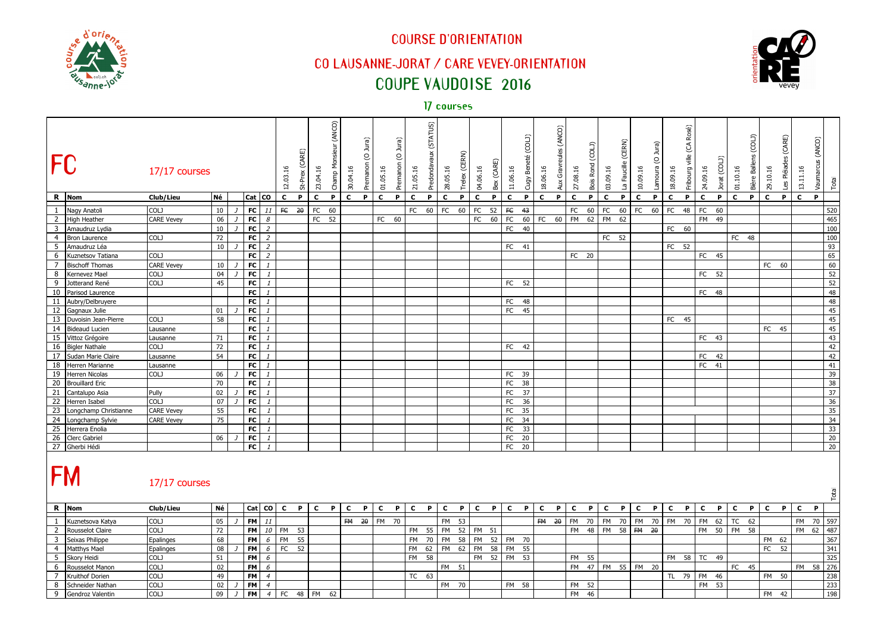# COURSE D'ORIENTATION

## CO LAUSANNE-JORAT / CARE VEVEY-ORIENTATION

## COUPE VAUDOISE 2016

17 courses

## FC

17/17 courses

| R | Nom | Club/Lieu | Né | | Cat | CO | 12.03.16 St-Prex (CARE) | | 23.04.16 Champ Monsieur (ANCO) | | 30.04.16 Premanon (O Jura) | | 01.05.16 Premanon (O Jura) | | 21.05.16 Predondavaux (STATUS) | | 28.05.16 Trelex (CERN) | | 04.06.16 Bex (CARE) | | 11.06.16 Cugy Beneté (COLJ) | | 18.06.16 Aux Gravreules (ANCO) | | 27.08.16 Bois Rond (COLJ) | | 03.09.16 La Faucille (CERN) | | 10.09.16 Lamoura (O Jura) | | 18.09.16 Fribourg ville (CA Rosé) | | 24.09.16 Jorat (COLJ) | | 01.10.16 Bière Ballens (COLJ) | | 29.10.16 Les Pléiades (CARE) | | 13.11.16 Vaumarcus (ANCO) | | Total |
|---|---|---|---|---|---|---|---|---|---|---|---|---|---|---|---|---|---|---|---|---|---|---|---|---|---|---|---|---|---|---|---|---|---|---|---|---|---|---|---|---|---|
| | | | | | | | C | P | C | P | C | P | C | P | C | P | C | P | C | P | C | P | C | P | C | P | C | P | C | P | C | P | C | P | C | P | C | P | C | P | |
| 1 | Nagy Anatoli | COLJ | 10 | J | FC | 11 | ~~FC~~ | ~~20~~ | FC | 60 | | | | | FC | 60 | FC | 60 | FC | 52 | ~~FC~~ | ~~43~~ | | | FC | 60 | FC | 60 | FC | 60 | FC | 48 | FC | 60 | | | | | | | 520 |
| 2 | High Heather | CARE Vevey | 06 | J | FC | 8 | | | FC | 52 | | | FC | 60 | | | | | FC | 60 | FC | 60 | FC | 60 | FM | 62 | FM | 62 | | | | | FM | 49 | | | | | | | 465 |
| 3 | Amaudruz Lydia | | 10 | J | FC | 2 | | | | | | | | | | | | | | | FC | 40 | | | | | | | | | FC | 60 | | | | | | | | | 100 |
| 4 | Bron Laurence | COLJ | 72 | | FC | 2 | | | | | | | | | | | | | | | | | | | | | FC | 52 | | | | | | | FC | 48 | | | | | 100 |
| 5 | Amaudruz Léa | | 10 | J | FC | 2 | | | | | | | | | | | | | | | FC | 41 | | | | | | | | | FC | 52 | | | | | | | | | 93 |
| 6 | Kuznetsov Tatiana | COLJ | | | FC | 2 | | | | | | | | | | | | | | | | | | | FC | 20 | | | | | | | FC | 45 | | | | | | | 65 |
| 7 | Bischoff Thomas | CARE Vevey | 10 | J | FC | 1 | | | | | | | | | | | | | | | | | | | | | | | | | | | | | | | FC | 60 | | | 60 |
| 8 | Kernevez Mael | COLJ | 04 | J | FC | 1 | | | | | | | | | | | | | | | | | | | | | | | | | | | FC | 52 | | | | | | | 52 |
| 9 | Jotterand René | COLJ | 45 | | FC | 1 | | | | | | | | | | | | | | | FC | 52 | | | | | | | | | | | | | | | | | | | 52 |
| 10 | Parisod Laurence | | | | FC | 1 | | | | | | | | | | | | | | | | | | | | | | | | | | | FC | 48 | | | | | | | 48 |
| 11 | Aubry/Delbruyere | | | | FC | 1 | | | | | | | | | | | | | | | FC | 48 | | | | | | | | | | | | | | | | | | | 48 |
| 12 | Gagnaux Julie | | 01 | J | FC | 1 | | | | | | | | | | | | | | | FC | 45 | | | | | | | | | | | | | | | | | | | 45 |
| 13 | Duvoisin Jean-Pierre | COLJ | 58 | | FC | 1 | | | | | | | | | | | | | | | | | | | | | | | | | FC | 45 | | | | | | | | | 45 |
| 14 | Bideaud Lucien | Lausanne | | | FC | 1 | | | | | | | | | | | | | | | | | | | | | | | | | | | | | | | FC | 45 | | | 45 |
| 15 | Vittoz Grégoire | Lausanne | 71 | | FC | 1 | | | | | | | | | | | | | | | | | | | | | | | | | | | FC | 43 | | | | | | | 43 |
| 16 | Bigler Nathale | COLJ | 72 | | FC | 1 | | | | | | | | | | | | | | | FC | 42 | | | | | | | | | | | | | | | | | | | 42 |
| 17 | Sudan Marie Claire | Lausanne | 54 | | FC | 1 | | | | | | | | | | | | | | | | | | | | | | | | | | | FC | 42 | | | | | | | 42 |
| 18 | Herren Marianne | Lausanne | | | FC | 1 | | | | | | | | | | | | | | | | | | | | | | | | | | | FC | 41 | | | | | | | 41 |
| 19 | Herren Nicolas | COLJ | 06 | J | FC | 1 | | | | | | | | | | | | | | | FC | 39 | | | | | | | | | | | | | | | | | | | 39 |
| 20 | Brouillard Eric | | 70 | | FC | 1 | | | | | | | | | | | | | | | FC | 38 | | | | | | | | | | | | | | | | | | | 38 |
| 21 | Cantalupo Asia | Pully | 02 | J | FC | 1 | | | | | | | | | | | | | | | FC | 37 | | | | | | | | | | | | | | | | | | | 37 |
| 22 | Herren Isabel | COLJ | 07 | J | FC | 1 | | | | | | | | | | | | | | | FC | 36 | | | | | | | | | | | | | | | | | | | 36 |
| 23 | Longchamp Christianne | CARE Vevey | 55 | | FC | 1 | | | | | | | | | | | | | | | FC | 35 | | | | | | | | | | | | | | | | | | | 35 |
| 24 | Longchamp Sylvie | CARE Vevey | 75 | | FC | 1 | | | | | | | | | | | | | | | FC | 34 | | | | | | | | | | | | | | | | | | | 34 |
| 25 | Herrera Enolia | | | | FC | 1 | | | | | | | | | | | | | | | FC | 33 | | | | | | | | | | | | | | | | | | | 33 |
| 26 | Clerc Gabriel | | 06 | J | FC | 1 | | | | | | | | | | | | | | | FC | 20 | | | | | | | | | | | | | | | | | | | 20 |
| 27 | Gherbi Hédi | | | | FC | 1 | | | | | | | | | | | | | | | FC | 20 | | | | | | | | | | | | | | | | | | | 20 |

## FM

17/17 courses

| R | Nom | Club/Lieu | Né | | Cat | CO | C | P | C | P | C | P | C | P | C | P | C | P | C | P | C | P | C | P | C | P | C | P | C | P | C | P | C | P | C | P | C | P | C | P | Total |
|---|---|---|---|---|---|---|---|---|---|---|---|---|---|---|---|---|---|---|---|---|---|---|---|---|---|---|---|---|---|---|---|---|---|---|---|---|---|---|---|---|---|
| 1 | Kuznetsova Katya | COLJ | 05 | J | FM | 11 | | | | | ~~FM~~ | ~~20~~ | FM | 70 | | | FM | 53 | | | | | ~~FM~~ | ~~20~~ | FM | 70 | FM | 70 | FM | 70 | FM | 70 | FM | 62 | TC | 62 | | | FM | 70 | 597 |
| 2 | Rousselot Claire | COLJ | 72 | | FM | 10 | FM | 53 | | | | | | | FM | 55 | FM | 52 | FM | 51 | | | | | FM | 48 | FM | 58 | ~~FM~~ | ~~20~~ | | | FM | 50 | FM | 58 | | | FM | 62 | 487 |
| 3 | Seixas Philippe | Epalinges | 68 | | FM | 6 | FM | 55 | | | | | | | FM | 70 | FM | 58 | FM | 52 | FM | 70 | | | | | | | | | | | | | | | FM | 62 | | | 367 |
| 4 | Matthys Mael | Epalinges | 08 | J | FM | 6 | FC | 52 | | | | | | | FM | 62 | FM | 62 | FM | 58 | FM | 55 | | | | | | | | | | | | | | | FC | 52 | | | 341 |
| 5 | Skory Heidi | COLJ | 51 | | FM | 6 | | | | | | | | | FM | 58 | | | FM | 52 | FM | 53 | | | FM | 55 | | | | | FM | 58 | TC | 49 | | | | | | | 325 |
| 6 | Rousselot Manon | COLJ | 02 | | FM | 6 | | | | | | | | | | | FM | 51 | | | | | | | FM | 47 | FM | 55 | FM | 20 | | | | | FC | 45 | | | FM | 58 | 276 |
| 7 | Kruithof Dorien | COLJ | 49 | | FM | 4 | | | | | | | | | TC | 63 | | | | | | | | | | | | | | | TL | 79 | FM | 46 | | | FM | 50 | | | 238 |
| 8 | Schneider Nathan | COLJ | 02 | J | FM | 4 | | | | | | | | | | | FM | 70 | | | FM | 58 | | | FM | 52 | | | | | | | FM | 53 | | | | | | | 233 |
| 9 | Gendroz Valentin | COLJ | 09 | J | FM | 4 | FC | 48 | FM | 62 | | | | | | | | | | | | | | | FM | 46 | | | | | | | | | | | FM | 42 | | | 198 |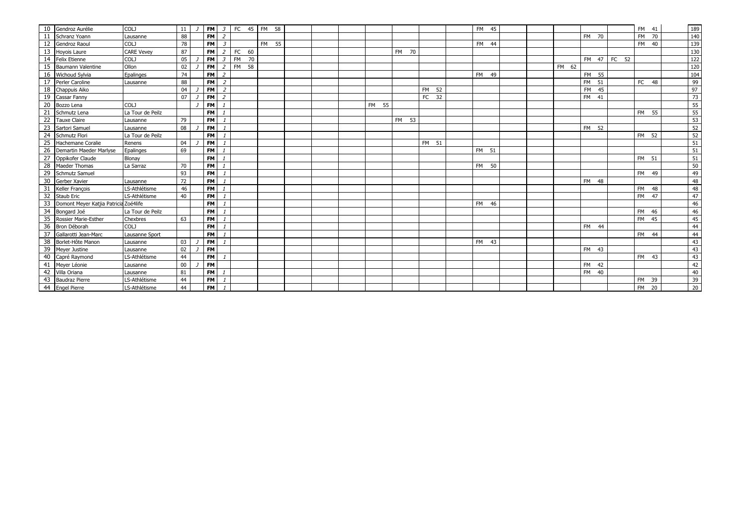| | | | | | | | | | | | | | | | | | | | | | | | | |
|---|---|---|---|---|---|---|---|---|---|---|---|---|---|---|---|---|---|---|---|---|---|---|---|---|
| 10 | Gendroz Aurélie | COLJ | 11 | J | **FM** | *3* | FC 45 | FM 58 | | | | | | | | FM 45 | | | | | | FM 41 | | 189 |
| 11 | Schranz Yoann | Lausanne | 88 | | **FM** | *2* | | | | | | | | | | | | | | FM 70 | | FM 70 | | 140 |
| 12 | Gendroz Raoul | COLJ | 78 | | **FM** | *3* | | FM 55 | | | | | | | | FM 44 | | | | | | FM 40 | | 139 |
| 13 | Hoyois Laure | CARE Vevey | 87 | | **FM** | *2* | FC 60 | | | | | | FM 70 | | | | | | | | | | | 130 |
| 14 | Felix Etienne | COLJ | 05 | J | **FM** | *3* | FM 70 | | | | | | | | | | | | | FM 47 | FC 52 | | | 122 |
| 15 | Baumann Valentine | Ollon | 02 | J | **FM** | *2* | FM 58 | | | | | | | | | | | | FM 62 | | | | | 120 |
| 16 | Wichoud Sylvia | Epalinges | 74 | | **FM** | *2* | | | | | | | | | | FM 49 | | | | FM 55 | | | | 104 |
| 17 | Perler Caroline | Lausanne | 88 | | **FM** | *2* | | | | | | | | | | | | | | FM 51 | | FC 48 | | 99 |
| 18 | Chappuis Aiko | | 04 | J | **FM** | *2* | | | | | | | | FM 52 | | | | | | FM 45 | | | | 97 |
| 19 | Cassar Fanny | | 07 | J | **FM** | *2* | | | | | | | | FC 32 | | | | | | FM 41 | | | | 73 |
| 20 | Bozzo Lena | COLJ | | J | **FM** | *1* | | | | | | FM 55 | | | | | | | | | | | | 55 |
| 21 | Schmutz Lena | La Tour de Peilz | | | **FM** | *1* | | | | | | | | | | | | | | | | FM 55 | | 55 |
| 22 | Tauxe Claire | Lausanne | 79 | | **FM** | *1* | | | | | | | FM 53 | | | | | | | | | | | 53 |
| 23 | Sartori Samuel | Lausanne | 08 | J | **FM** | *1* | | | | | | | | | | | | | | FM 52 | | | | 52 |
| 24 | Schmutz Flori | La Tour de Peilz | | | **FM** | *1* | | | | | | | | | | | | | | | | FM 52 | | 52 |
| 25 | Hachemane Coralie | Renens | 04 | J | **FM** | *1* | | | | | | | | FM 51 | | | | | | | | | | 51 |
| 26 | Demartin Maeder Marlyse | Epalinges | 69 | | **FM** | *1* | | | | | | | | | | FM 51 | | | | | | | | 51 |
| 27 | Oppikofer Claude | Blonay | | | **FM** | *1* | | | | | | | | | | | | | | | | FM 51 | | 51 |
| 28 | Maeder Thomas | La Sarraz | 70 | | **FM** | *1* | | | | | | | | | | FM 50 | | | | | | | | 50 |
| 29 | Schmutz Samuel | | 93 | | **FM** | *1* | | | | | | | | | | | | | | | | FM 49 | | 49 |
| 30 | Gerber Xavier | Lausanne | 72 | | **FM** | *1* | | | | | | | | | | | | | | FM 48 | | | | 48 |
| 31 | Keller François | LS-Athlétisme | 46 | | **FM** | *1* | | | | | | | | | | | | | | | | FM 48 | | 48 |
| 32 | Staub Eric | LS-Athlétisme | 40 | | **FM** | *1* | | | | | | | | | | | | | | | | FM 47 | | 47 |
| 33 | Domont Meyer Katjia Patricia | Zoé4life | | | **FM** | *1* | | | | | | | | | | FM 46 | | | | | | | | 46 |
| 34 | Bongard Joé | La Tour de Peilz | | | **FM** | *1* | | | | | | | | | | | | | | | | FM 46 | | 46 |
| 35 | Rossier Marie-Esther | Chexbres | 63 | | **FM** | *1* | | | | | | | | | | | | | | | | FM 45 | | 45 |
| 36 | Bron Déborah | COLJ | | | **FM** | *1* | | | | | | | | | | | | | | FM 44 | | | | 44 |
| 37 | Gallarotti Jean-Marc | Lausanne Sport | | | **FM** | *1* | | | | | | | | | | | | | | | | FM 44 | | 44 |
| 38 | Borlet-Hôte Manon | Lausanne | 03 | J | **FM** | *1* | | | | | | | | | | FM 43 | | | | | | | | 43 |
| 39 | Meyer Justine | Lausanne | 02 | J | **FM** | | | | | | | | | | | | | | | FM 43 | | | | 43 |
| 40 | Capré Raymond | LS-Athlétisme | 44 | | **FM** | *1* | | | | | | | | | | | | | | | | FM 43 | | 43 |
| 41 | Meyer Léonie | Lausanne | 00 | J | **FM** | | | | | | | | | | | | | | | FM 42 | | | | 42 |
| 42 | Villa Oriana | Lausanne | 81 | | **FM** | *1* | | | | | | | | | | | | | | FM 40 | | | | 40 |
| 43 | Baudraz Pierre | LS-Athlétisme | 44 | | **FM** | *1* | | | | | | | | | | | | | | | | FM 39 | | 39 |
| 44 | Engel Pierre | LS-Athlétisme | 44 | | **FM** | *1* | | | | | | | | | | | | | | | | FM 20 | | 20 |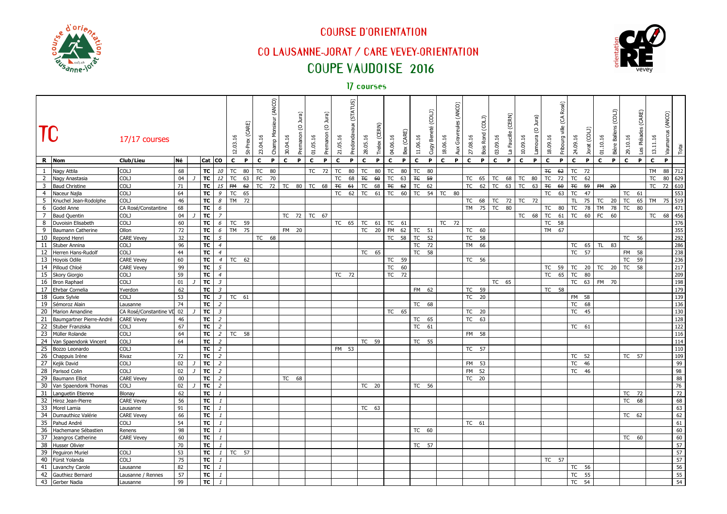# COURSE D'ORIENTATION

## CO LAUSANNE-JORAT / CARE VEVEY-ORIENTATION

## COUPE VAUDOISE 2016

### 17 courses

| TC | | 17/17 courses | | | | | 12.03.16 St-Prex (CARE) | | 23.04.16 Champ Monsieur (ANCO) | | 30.04.16 Premanon (O Jura) | | 01.05.16 Premanon (O Jura) | | 21.05.16 Predondavaux (STATUS) | | 28.05.16 Trelex (CERN) | | 04.06.16 Bex (CARE) | | 11.06.16 Cugy Beneté (COLJ) | | 18.06.16 Aux Gravreules (ANCO) | | 27.08.16 Bois Rond (COLJ) | | 03.09.16 La Faucille (CERN) | | 10.09.16 Lamoura (O Jura) | | 18.09.16 Fribourg ville (CA Rosé) | | 24.09.16 Jorat (COLJ) | | 01.10.16 Bière Ballens (COLJ) | | 29.10.16 Les Pléiades (CARE) | | 13.11.16 Vaumarcus (ANCO) | | Total |
|---|---|---|---|---|---|---|---|---|---|---|---|---|---|---|---|---|---|---|---|---|---|---|---|---|---|---|---|---|---|---|---|---|---|---|---|---|---|---|---|---|---|
| R | Nom | Club/Lieu | Né | | Cat | CO | C | P | C | P | C | P | C | P | C | P | C | P | C | P | C | P | C | P | C | P | C | P | C | P | C | P | C | P | C | P | C | P | C | P | |
| 1 | Nagy Attila | COLJ | 68 | | TC | 10 | TC | 80 | TC | 80 | | | TC | 72 | TC | 80 | TC | 80 | TC | 80 | TC | 80 | | | | | | | | | ~~TC~~ | ~~62~~ | TC | 72 | | | | | TM | 88 | 712 |
| 2 | Nagy Anastasia | COLJ | 04 | J | TC | 12 | TC | 63 | FC | 70 | | | | | TC | 68 | ~~TC~~ | ~~60~~ | TC | 63 | ~~TC~~ | ~~59~~ | | | TC | 65 | TC | 68 | TC | 80 | TC | 72 | TC | 62 | | | | | TC | 80 | 629 |
| 3 | Baud Christine | COLJ | 71 | | TC | 15 | ~~FM~~ | ~~62~~ | TC | 72 | TC | 80 | TC | 68 | ~~TC~~ | ~~61~~ | TC | 68 | ~~TC~~ | ~~62~~ | TC | 62 | | | TC | 62 | TC | 63 | TC | 63 | ~~TC~~ | ~~60~~ | ~~TC~~ | ~~59~~ | ~~FM~~ | ~~20~~ | | | TC | 72 | 610 |
| 4 | Naceur Najla | COLJ | 64 | | TC | 9 | TC | 65 | | | | | | | TC | 62 | TC | 61 | TC | 60 | TC | 54 | TC | 80 | | | | | | | TC | 63 | TC | 47 | | | TC | 61 | | | 553 |
| 5 | Knuchel Jean-Rodolphe | COLJ | 46 | | TC | 8 | TM | 72 | | | | | | | | | | | | | | | | | TC | 68 | TC | 72 | TC | 72 | | | TL | 75 | TC | 20 | TC | 65 | TM | 75 | 519 |
| 6 | Godel Anne | CA Rosé/Constantine | 68 | | TC | 6 | | | | | | | | | | | | | | | | | | | TM | 75 | TC | 80 | | | TC | 80 | TC | 78 | TM | 78 | TC | 80 | | | 471 |
| 7 | Baud Quentin | COLJ | 04 | J | TC | 7 | | | | | TC | 72 | TC | 67 | | | | | | | | | | | | | | | TC | 68 | TC | 61 | TC | 60 | FC | 60 | | | TC | 68 | 456 |
| 8 | Duvoisin Elisabeth | COLJ | 60 | | TC | 6 | TC | 59 | | | | | | | TC | 65 | TC | 61 | TC | 61 | | | TC | 72 | | | | | | | TC | 58 | | | | | | | | | 376 |
| 9 | Baumann Catherine | Ollon | 72 | | TC | 6 | TM | 75 | | | FM | 20 | | | | | TC | 20 | FM | 62 | TC | 51 | | | TC | 60 | | | | | TM | 67 | | | | | | | | | 355 |
| 10 | Repond Henri | CARE Vevey | 32 | | TC | 5 | | | TC | 68 | | | | | | | | | TC | 58 | TC | 52 | | | TC | 58 | | | | | | | | | | | TC | 56 | | | 292 |
| 11 | Stuber Annina | COLJ | 96 | | TC | 4 | | | | | | | | | | | | | | | TC | 72 | | | TM | 66 | | | | | | | TC | 65 | TL | 83 | | | | | 286 |
| 12 | Herren Hans-Rudolf | COLJ | 44 | | TC | 4 | | | | | | | | | | | TC | 65 | | | TC | 58 | | | | | | | | | | | TC | 57 | | | FM | 58 | | | 238 |
| 13 | Hoyois Odile | CARE Vevey | 60 | | TC | 4 | TC | 62 | | | | | | | | | | | TC | 59 | | | | | TC | 56 | | | | | | | | | | | TC | 59 | | | 236 |
| 14 | Pilloud Chloé | CARE Vevey | 99 | | TC | 5 | | | | | | | | | | | | | TC | 60 | | | | | | | | | | | TC | 59 | TC | 20 | TC | 20 | TC | 58 | | | 217 |
| 15 | Skory Giorgio | COLJ | 59 | | TC | 4 | | | | | | | | | TC | 72 | | | TC | 72 | | | | | | | | | | | TC | 65 | TC | 80 | | | | | | | 209 |
| 16 | Bron Raphael | COLJ | 01 | J | TC | 3 | | | | | | | | | | | | | | | | | | | | | TC | 65 | | | | | TC | 63 | FM | 70 | | | | | 198 |
| 17 | Ehrbar Cornelia | Yverdon | 62 | | TC | 3 | | | | | | | | | | | | | | | FM | 62 | | | TC | 59 | | | | | TC | 58 | | | | | | | | | 179 |
| 18 | Guex Sylvie | COLJ | 53 | | TC | 3 | TC | 61 | | | | | | | | | | | | | | | | | TC | 20 | | | | | | | FM | 58 | | | | | | | 139 |
| 19 | Sémoroz Alain | Lausanne | 74 | | TC | 2 | | | | | | | | | | | | | | | TC | 68 | | | | | | | | | | | TC | 68 | | | | | | | 136 |
| 20 | Marion Amandine | CA Rosé/Constantine VD | 02 | J | TC | 3 | | | | | | | | | | | | | TC | 65 | | | | | TC | 20 | | | | | | | TC | 45 | | | | | | | 130 |
| 21 | Baumgartner Pierre-André | CARE Vevey | 46 | | TC | 2 | | | | | | | | | | | | | | | TC | 65 | | | TC | 63 | | | | | | | | | | | | | | | 128 |
| 22 | Stuber Franziska | COLJ | 67 | | TC | 2 | | | | | | | | | | | | | | | TC | 61 | | | | | | | | | | | TC | 61 | | | | | | | 122 |
| 23 | Müller Rolande | COLJ | 64 | | TC | 2 | TC | 58 | | | | | | | | | | | | | | | | | FM | 58 | | | | | | | | | | | | | | | 116 |
| 24 | Van Spaendonk Vincent | COLJ | 64 | | TC | 2 | | | | | | | | | | | TC | 59 | | | TC | 55 | | | | | | | | | | | | | | | | | | | 114 |
| 25 | Bozzo Leonardo | COLJ | | | TC | 2 | | | | | | | | | FM | 53 | | | | | | | | | TC | 57 | | | | | | | | | | | | | | | 110 |
| 26 | Chappuis Irène | Rivaz | 72 | | TC | 2 | | | | | | | | | | | | | | | | | | | | | | | | | | | TC | 52 | | | TC | 57 | | | 109 |
| 27 | Kejik David | COLJ | 02 | J | TC | 2 | | | | | | | | | | | | | | | | | | | FM | 53 | | | | | | | TC | 46 | | | | | | | 99 |
| 28 | Parisod Colin | COLJ | 02 | J | TC | 2 | | | | | | | | | | | | | | | | | | | FM | 52 | | | | | | | TC | 46 | | | | | | | 98 |
| 29 | Baumann Elliot | CARE Vevey | 00 | | TC | 2 | | | | | TC | 68 | | | | | | | | | | | | | TC | 20 | | | | | | | | | | | | | | | 88 |
| 30 | Van Spaendonk Thomas | COLJ | 02 | J | TC | 2 | | | | | | | | | | | TC | 20 | | | TC | 56 | | | | | | | | | | | | | | | | | | | 76 |
| 31 | Languetin Etienne | Blonay | 62 | | TC | 1 | | | | | | | | | | | | | | | | | | | | | | | | | | | | | | | TC | 72 | | | 72 |
| 32 | Hiroz Jean-Pierre | CARE Vevey | 56 | | TC | 1 | | | | | | | | | | | | | | | | | | | | | | | | | | | | | | | TC | 68 | | | 68 |
| 33 | Morel Lamia | Lausanne | 91 | | TC | 1 | | | | | | | | | | | TC | 63 | | | | | | | | | | | | | | | | | | | | | | | 63 |
| 34 | Dumauthioz Valérie | CARE Vevey | 66 | | TC | 1 | | | | | | | | | | | | | | | | | | | | | | | | | | | | | | | TC | 62 | | | 62 |
| 35 | Pahud André | COLJ | 54 | | TC | 1 | | | | | | | | | | | | | | | | | | | TC | 61 | | | | | | | | | | | | | | | 61 |
| 36 | Hachemane Sébastien | Renens | 98 | | TC | 1 | | | | | | | | | | | | | | | TC | 60 | | | | | | | | | | | | | | | | | | | 60 |
| 37 | Jeangros Catherine | CARE Vevey | 60 | | TC | 1 | | | | | | | | | | | | | | | | | | | | | | | | | | | | | | | TC | 60 | | | 60 |
| 38 | Husser Olivier | | 70 | | TC | 1 | | | | | | | | | | | | | | | TC | 57 | | | | | | | | | | | | | | | | | | | 57 |
| 39 | Peguiron Muriel | COLJ | 53 | | TC | 1 | TC | 57 | | | | | | | | | | | | | | | | | | | | | | | | | | | | | | | | | 57 |
| 40 | Fürst Yolanda | COLJ | 75 | | TC | 1 | | | | | | | | | | | | | | | | | | | | | | | | | TC | 57 | | | | | | | | | 57 |
| 41 | Lavanchy Carole | Lausanne | 82 | | TC | 1 | | | | | | | | | | | | | | | | | | | | | | | | | | | TC | 56 | | | | | | | 56 |
| 42 | Gauthiez Bernard | Lausanne / Rennes | 57 | | TC | 1 | | | | | | | | | | | | | | | | | | | | | | | | | | | TC | 55 | | | | | | | 55 |
| 43 | Gerber Nadia | Lausanne | 99 | | TC | 1 | | | | | | | | | | | | | | | | | | | | | | | | | | | TC | 54 | | | | | | | 54 |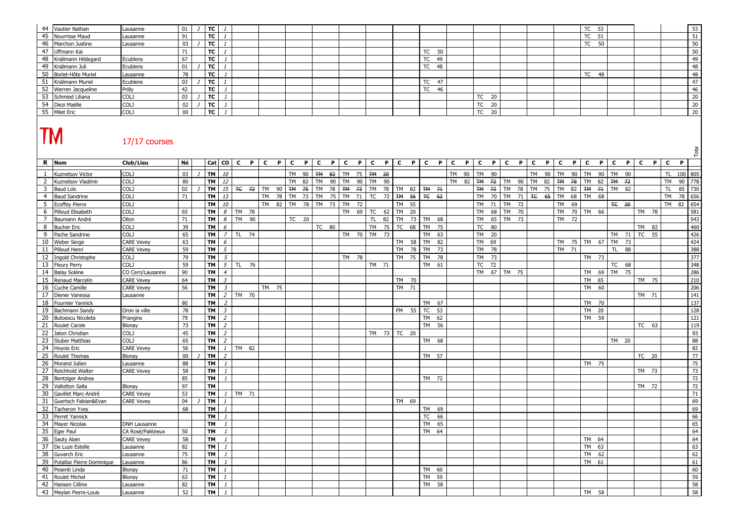| | | | | | | | | | | | | | | | | | | | | | | | | |
|---|---|---|---|---|---|---|---|---|---|---|---|---|---|---|---|---|---|---|---|---|---|---|---|---|
| 44 | Vautier Nathan | Lausanne | 01 | J | TC | 1 | | | | | | | | | | | | | | TC 53 | | | | 53 |
| 45 | Nourrisse Maud | Lausanne | 91 | | TC | 1 | | | | | | | | | | | | | | TC 51 | | | | 51 |
| 46 | Marchon Justine | Lausanne | 03 | J | TC | 1 | | | | | | | | | | | | | | TC 50 | | | | 50 |
| 47 | Uffmann Kai | | 71 | | TC | 1 | | | | | | | | TC 50 | | | | | | | | | | 50 |
| 48 | Knälmann Hildegard | Ecublens | 67 | | TC | 1 | | | | | | | | TC 49 | | | | | | | | | | 49 |
| 49 | Knälmann Juli | Ecublens | 01 | J | TC | 1 | | | | | | | | TC 48 | | | | | | | | | | 48 |
| 50 | Borlet-Hôte Muriel | Lausanne | 78 | | TC | 1 | | | | | | | | | | | | | | TC 48 | | | | 48 |
| 51 | Knälmann Muriel | Ecublens | 03 | J | TC | 1 | | | | | | | | TC 47 | | | | | | | | | | 47 |
| 52 | Werren Jacqueline | Prilly | 42 | | TC | 1 | | | | | | | | TC 46 | | | | | | | | | | 46 |
| 53 | Schmied Liliana | COLJ | 03 | J | TC | 1 | | | | | | | | | | TC 20 | | | | | | | | 20 |
| 54 | Diezi Maëlle | COLJ | 02 | J | TC | 1 | | | | | | | | | | TC 20 | | | | | | | | 20 |
| 55 | Milet Eric | COLJ | 00 | | TC | 1 | | | | | | | | | | TC 20 | | | | | | | | 20 |

# TM

17/17 courses

| R | Nom | Club/Lieu | Né | | Cat | CO | C P | C P | C P | C P | C P | C P | C P | C P | C P | C P | C P | C P | C P | C P | C P | C P | C P | Total |
|---|---|---|---|---|---|---|---|---|---|---|---|---|---|---|---|---|---|---|---|---|---|---|---|---|
| 1 | Kuznetsov Victor | COLJ | 03 | J | TM | 10 | | | TM 90 | ~~TM 82~~ | TM 75 | ~~TM 20~~ | | | TM 90 | TM 90 | | TM 90 | TM 90 | TM 90 | TM 90 | | TL 100 | 805 |
| 2 | Kuznetsov Vladimir | COLJ | 80 | | TM | 12 | | | TM 82 | TM 90 | TM 90 | TM 90 | | | TM 82 | ~~TM 72~~ | TM 90 | TM 82 | ~~TM 78~~ | TM 82 | ~~TM 72~~ | | TM 90 | 778 |
| 3 | Baud Loïc | COLJ | 02 | J | TM | 15 | ~~TC 72~~ | TM 90 | ~~TM 75~~ | TM 78 | ~~TM 73~~ | TM 78 | TM 82 | ~~TM 71~~ | | ~~TM 72~~ | TM 78 | TM 75 | TM 82 | ~~TM 71~~ | TM 82 | | TL 85 | 730 |
| 4 | Baud Sandrine | COLJ | 71 | | TM | 13 | | TM 78 | TM 73 | TM 75 | TM 71 | TC 72 | ~~TM 56~~ | ~~TC 63~~ | | TM 70 | TM 71 | ~~TC 65~~ | TM 68 | TM 68 | | | TM 78 | 656 |
| 5 | Ecoffey Pierre | COLJ | | | TM | 10 | | TM 82 | TM 78 | TM 73 | TM 72 | | TM 55 | | | TM 71 | TM 72 | | TM 69 | | ~~TC 20~~ | | TM 82 | 654 |
| 6 | Pilloud Elisabeth | COLJ | 65 | | TM | 8 | TM 78 | | | | TM 69 | TC 62 | TM 20 | | | TM 68 | TM 70 | | TM 70 | TM 66 | | TM 78 | | 581 |
| 7 | Baumann André | Ollon | 71 | | TM | 8 | TM 90 | | TC 20 | | | TL 82 | TM 73 | TM 68 | | TM 65 | TM 73 | | TM 72 | | | | | 543 |
| 8 | Bucher Eric | COLJ | 39 | | TM | 6 | | | | TC 80 | | TM 75 | TC 68 | TM 75 | | TC 80 | | | | | | TM 82 | | 460 |
| 9 | Pache Sandrine | COLJ | 65 | | TM | 7 | TL 74 | | | | TM 70 | TM 73 | | TM 63 | | TM 20 | | | | | TM 71 | TC 55 | | 426 |
| 10 | Weber Serge | CARE Vevey | 63 | | TM | 6 | | | | | | | TM 58 | TM 82 | | TM 69 | | | TM 75 | TM 67 | TM 73 | | | 424 |
| 11 | Pilloud Henri | CARE Vevey | 59 | | TM | 5 | | | | | | | TM 78 | TM 73 | | TM 78 | | | TM 71 | | TL 88 | | | 388 |
| 12 | Ingold Christophe | COLJ | 79 | | TM | 5 | | | | | TM 78 | | TM 75 | TM 78 | | TM 73 | | | | TM 73 | | | | 377 |
| 13 | Fleury Perry | COLJ | 59 | | TM | 5 | TL 76 | | | | | TM 71 | | TM 61 | | TC 72 | | | | | TC 68 | | | 348 |
| 14 | Balay Solène | CO Cern/Lausanne | 90 | | TM | 4 | | | | | | | | | | TM 67 | TM 75 | | | TM 69 | TM 75 | | | 286 |
| 15 | Renaud Marcelin | CARE Vevey | 64 | | TM | 3 | | | | | | | TM 70 | | | | | | | TM 65 | | TM 75 | | 210 |
| 16 | Cuche Camille | CARE Vevey | 56 | | TM | 3 | | TM 75 | | | | | TM 71 | | | | | | | TM 60 | | | | 206 |
| 17 | Diener Vanessa | Lausanne | | | TM | 2 | TM 70 | | | | | | | | | | | | | | | TM 71 | | 141 |
| 18 | Fournier Yannick | | 80 | | TM | 2 | | | | | | | | TM 67 | | | | | | TM 70 | | | | 137 |
| 19 | Bachmann Sandy | Oron la ville | 78 | | TM | 3 | | | | | | | FM 55 | TC 53 | | | | | | TM 20 | | | | 128 |
| 20 | Butoescu Nicoleta | Prangins | 79 | | TM | 2 | | | | | | | | TM 62 | | | | | | TM 59 | | | | 121 |
| 21 | Roulet Carole | Blonay | 73 | | TM | 2 | | | | | | | | TM 56 | | | | | | | | TC 63 | | 119 |
| 22 | Jaton Christian | COLJ | 45 | | TM | 2 | | | | | | TM 73 | TC 20 | | | | | | | | | | | 93 |
| 23 | Stuber Matthias | COLJ | 65 | | TM | 2 | | | | | | | | TM 68 | | | | | | | TM 20 | | | 88 |
| 24 | Hoyois Eric | CARE Vevey | 56 | | TM | 1 | TM 82 | | | | | | | | | | | | | | | | | 82 |
| 25 | Roulet Thomas | Blonay | 00 | J | TM | 2 | | | | | | | | TM 57 | | | | | | | | TC 20 | | 77 |
| 26 | Morand Julien | Lausanne | 88 | | TM | 1 | | | | | | | | | | | | | | TM 75 | | | | 75 |
| 27 | Reichhold Walter | CARE Vevey | 58 | | TM | 1 | | | | | | | | | | | | | | | | TM 73 | | 73 |
| 28 | Bentziger Andrea | | 85 | | TM | 1 | | | | | | | | TM 72 | | | | | | | | | | 72 |
| 29 | Vallotton Salla | Blonay | 97 | | TM | | | | | | | | | | | | | | | | | TM 72 | | 72 |
| 30 | Gavillet Marc-André | CARE Vevey | 53 | | TM | 1 | TM 71 | | | | | | | | | | | | | | | | | 71 |
| 31 | Guertsch Fabian&Evan | CARE Vevey | 04 | J | TM | 1 | | | | | | | TM 69 | | | | | | | | | | | 69 |
| 32 | Tacheron Yves | | 68 | | TM | 1 | | | | | | | | TM 69 | | | | | | | | | | 69 |
| 33 | Perret Yannick | | | | TM | 1 | | | | | | | | TC 66 | | | | | | | | | | 66 |
| 34 | Mayer Nicolas | DNH Lausanne | | | TM | 1 | | | | | | | | TM 65 | | | | | | | | | | 65 |
| 35 | Eger Paul | CA Rosé/Palézieux | 50 | | TM | 1 | | | | | | | | TM 64 | | | | | | | | | | 64 |
| 36 | Sauty Alain | CARE Vevey | 58 | | TM | 1 | | | | | | | | | | | | | | TM 64 | | | | 64 |
| 37 | De Luze Estelle | Lausanne | 82 | | TM | 1 | | | | | | | | | | | | | | TM 63 | | | | 63 |
| 38 | Guvarch Eric | Lausanne | 75 | | TM | 1 | | | | | | | | | | | | | | TM 62 | | | | 62 |
| 39 | Putallaz Pierre Dominique | Lausanne | 86 | | TM | 1 | | | | | | | | | | | | | | TM 61 | | | | 61 |
| 40 | Pesenti Linda | Blonay | 71 | | TM | 1 | | | | | | | | TM 60 | | | | | | | | | | 60 |
| 41 | Roulet Michel | Blonay | 63 | | TM | 1 | | | | | | | | TM 59 | | | | | | | | | | 59 |
| 42 | Hansen Céline | Lausanne | 82 | | TM | 1 | | | | | | | | TM 58 | | | | | | | | | | 58 |
| 43 | Meylan Pierre-Louis | Lausanne | 52 | | TM | 1 | | | | | | | | | | | | | | TM 58 | | | | 58 |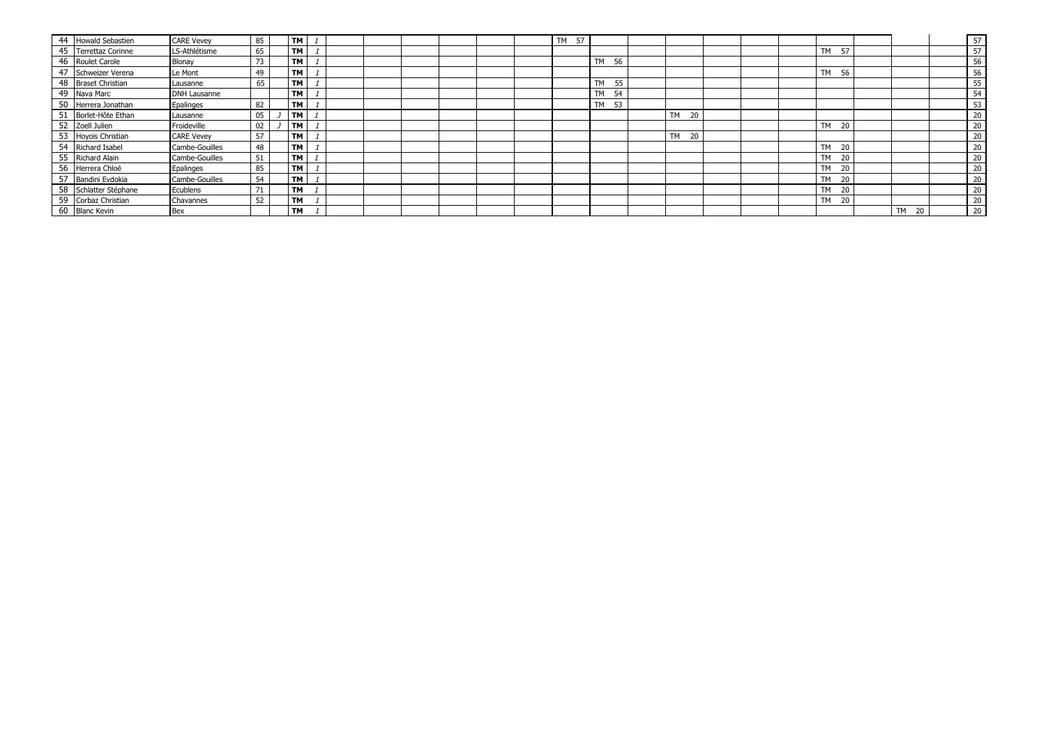| | | | | | | | | | | | | | | | | | | | | | | | | |
|---|---|---|---|---|---|---|---|---|---|---|---|---|---|---|---|---|---|---|---|---|---|---|---|---|
| 44 | Howald Sebastien | CARE Vevey | 85 | | **TM** | *1* | | | | | | | TM 57 | | | | | | | | | | | 57 |
| 45 | Terrettaz Corinne | LS-Athlétisme | 65 | | **TM** | *1* | | | | | | | | | | | | | | TM 57 | | | | 57 |
| 46 | Roulet Carole | Blonay | 73 | | **TM** | *1* | | | | | | | | TM 56 | | | | | | | | | | 56 |
| 47 | Schweizer Verena | Le Mont | 49 | | **TM** | *1* | | | | | | | | | | | | | | TM 56 | | | | 56 |
| 48 | Braset Christian | Lausanne | 65 | | **TM** | *1* | | | | | | | | TM 55 | | | | | | | | | | 55 |
| 49 | Nava Marc | DNH Lausanne | | | **TM** | *1* | | | | | | | | TM 54 | | | | | | | | | | 54 |
| 50 | Herrera Jonathan | Epalinges | 82 | | **TM** | *1* | | | | | | | | TM 53 | | | | | | | | | | 53 |
| 51 | Borlet-Hôte Ethan | Lausanne | 05 | *J* | **TM** | *1* | | | | | | | | | | TM 20 | | | | | | | | 20 |
| 52 | Zoell Julien | Froideville | 02 | *J* | **TM** | *1* | | | | | | | | | | | | | | TM 20 | | | | 20 |
| 53 | Hoyois Christian | CARE Vevey | 57 | | **TM** | *1* | | | | | | | | | | TM 20 | | | | | | | | 20 |
| 54 | Richard Isabel | Cambe-Gouilles | 48 | | **TM** | *1* | | | | | | | | | | | | | | TM 20 | | | | 20 |
| 55 | Richard Alain | Cambe-Gouilles | 51 | | **TM** | *1* | | | | | | | | | | | | | | TM 20 | | | | 20 |
| 56 | Herrera Chloé | Epalinges | 85 | | **TM** | *1* | | | | | | | | | | | | | | TM 20 | | | | 20 |
| 57 | Bandini Evdokia | Cambe-Gouilles | 54 | | **TM** | *1* | | | | | | | | | | | | | | TM 20 | | | | 20 |
| 58 | Schlatter Stéphane | Ecublens | 71 | | **TM** | *1* | | | | | | | | | | | | | | TM 20 | | | | 20 |
| 59 | Corbaz Christian | Chavannes | 52 | | **TM** | *1* | | | | | | | | | | | | | | TM 20 | | | | 20 |
| 60 | Blanc Kevin | Bex | | | **TM** | *1* | | | | | | | | | | | | | | | | TM 20 | | 20 |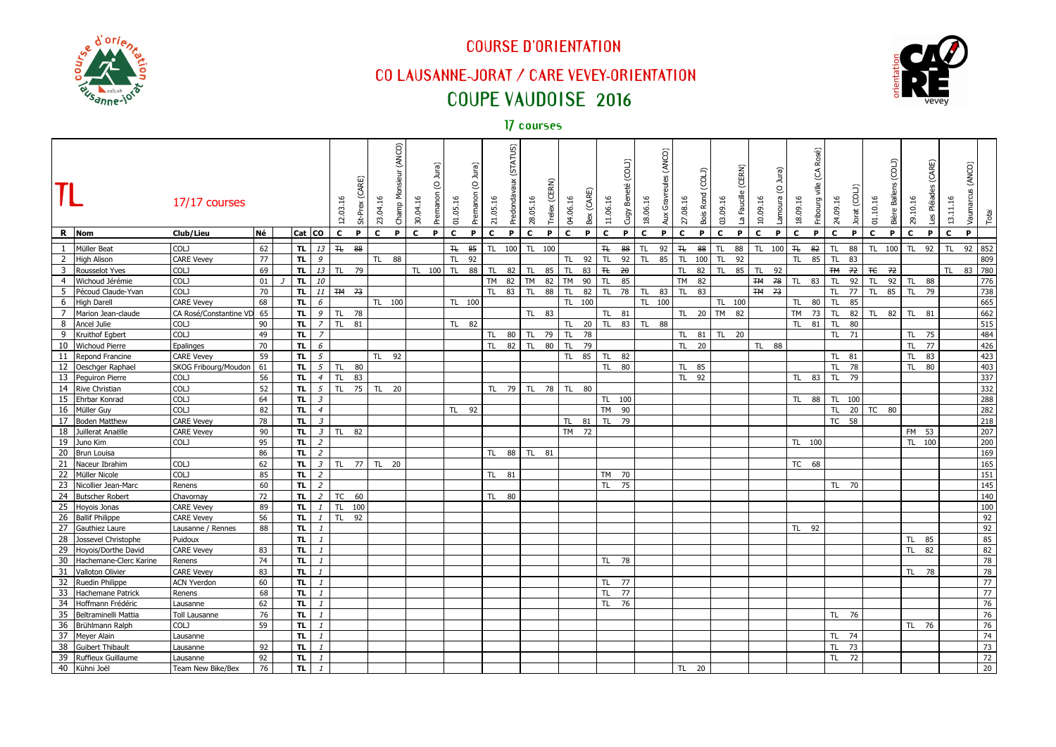# COURSE D'ORIENTATION

## CO LAUSANNE-JORAT / CARE VEVEY-ORIENTATION

## COUPE VAUDOISE 2016

### 17 courses

| TL | 17/17 courses | | | | | | 12.03.16 | St-Prex (CARE) | 23.04.16 | Champ Monsieur (ANCO) | 30.04.16 | Premanon (O Jura) | 01.05.16 | Premanon (O Jura) | 21.05.16 | Predondavaux (STATUS) | 28.05.16 | Trelex (CERN) | 04.06.16 | Bex (CARE) | 11.06.16 | Cugy Beneté (COLJ) | 18.06.16 | Aux Gravreules (ANCO) | 27.08.16 | Bois Rond (COLJ) | 03.09.16 | La Faucille (CERN) | 10.09.16 | Lamoura (O Jura) | 18.09.16 | Fribourg ville (CA Rosé) | 24.09.16 | Jorat (COLJ) | 01.10.16 | Bière Ballens (COLJ) | 29.10.16 | Les Pléiades (CARE) | 13.11.16 | Vaumarcus (ANCO) | Total |
|---|---|---|---|---|---|---|---|---|---|---|---|---|---|---|---|---|---|---|---|---|---|---|---|---|---|---|---|---|---|---|---|---|---|---|---|---|---|---|---|---|---|
| R | Nom | Club/Lieu | Né | | Cat | CO | C | P | C | P | C | P | C | P | C | P | C | P | C | P | C | P | C | P | C | P | C | P | C | P | C | P | C | P | C | P | C | P | C | P | |
| 1 | Müller Beat | COLJ | 62 | | TL | 13 | ~~TL~~ | ~~88~~ | | | | | ~~TL~~ | ~~85~~ | TL | 100 | TL | 100 | | | ~~TL~~ | ~~88~~ | TL | 92 | ~~TL~~ | ~~88~~ | TL | 88 | TL | 100 | ~~TL~~ | ~~82~~ | TL | 88 | TL | 100 | TL | 92 | TL | 92 | 852 |
| 2 | High Alison | CARE Vevey | 77 | | TL | 9 | | | TL | 88 | | | TL | 92 | | | | | TL | 92 | TL | 92 | TL | 85 | TL | 100 | TL | 92 | | | TL | 85 | TL | 83 | | | | | | | 809 |
| 3 | Rousselot Yves | COLJ | 69 | | TL | 13 | TL | 79 | | | TL | 100 | TL | 88 | TL | 82 | TL | 85 | TL | 83 | ~~TL~~ | ~~20~~ | | | TL | 82 | TL | 85 | TL | 92 | | | ~~TM~~ | ~~72~~ | ~~TC~~ | ~~72~~ | | | TL | 83 | 780 |
| 4 | Wichoud Jérémie | COLJ | 01 | J | TL | 10 | | | | | | | | | TM | 82 | TM | 82 | TM | 90 | TL | 85 | | | TM | 82 | | | ~~TM~~ | ~~78~~ | TL | 83 | TL | 92 | TL | 92 | TL | 88 | | | 776 |
| 5 | Pécoud Claude-Yvan | COLJ | 70 | | TL | 11 | ~~TM~~ | ~~73~~ | | | | | | | TL | 83 | TL | 88 | TL | 82 | TL | 78 | TL | 83 | TL | 83 | | | ~~TM~~ | ~~73~~ | | | TL | 77 | TL | 85 | TL | 79 | | | 738 |
| 6 | High Darell | CARE Vevey | 68 | | TL | 6 | | | TL | 100 | | | TL | 100 | | | | | TL | 100 | | | TL | 100 | | | TL | 100 | | | TL | 80 | TL | 85 | | | | | | | 665 |
| 7 | Marion Jean-claude | CA Rosé/Constantine VD | 65 | | TL | 9 | TL | 78 | | | | | | | | | TL | 83 | | | TL | 81 | | | TL | 20 | TM | 82 | | | TM | 73 | TL | 82 | TL | 82 | TL | 81 | | | 662 |
| 8 | Ancel Julie | COLJ | 90 | | TL | 7 | TL | 81 | | | | | TL | 82 | | | | | TL | 20 | TL | 83 | TL | 88 | | | | | | | TL | 81 | TL | 80 | | | | | | | 515 |
| 9 | Kruithof Egbert | COLJ | 49 | | TL | 7 | | | | | | | | | TL | 80 | TL | 79 | TL | 78 | | | | | TL | 81 | TL | 20 | | | | | TL | 71 | | | TL | 75 | | | 484 |
| 10 | Wichoud Pierre | Epalinges | 70 | | TL | 6 | | | | | | | | | TL | 82 | TL | 80 | TL | 79 | | | | | TL | 20 | | | TL | 88 | | | | | | | TL | 77 | | | 426 |
| 11 | Repond Francine | CARE Vevey | 59 | | TL | 5 | | | TL | 92 | | | | | | | | | TL | 85 | TL | 82 | | | | | | | | | | | TL | 81 | | | TL | 83 | | | 423 |
| 12 | Oeschger Raphael | SKOG Fribourg/Moudon | 61 | | TL | 5 | TL | 80 | | | | | | | | | | | | | TL | 80 | | | TL | 85 | | | | | | | TL | 78 | | | TL | 80 | | | 403 |
| 13 | Peguiron Pierre | COLJ | 56 | | TL | 4 | TL | 83 | | | | | | | | | | | | | | | | | TL | 92 | | | | | TL | 83 | TL | 79 | | | | | | | 337 |
| 14 | Rive Christian | COLJ | 52 | | TL | 5 | TL | 75 | TL | 20 | | | | | TL | 79 | TL | 78 | TL | 80 | | | | | | | | | | | | | | | | | | | | | 332 |
| 15 | Ehrbar Konrad | COLJ | 64 | | TL | 3 | | | | | | | | | | | | | | | TL | 100 | | | | | | | | | TL | 88 | TL | 100 | | | | | | | 288 |
| 16 | Müller Guy | COLJ | 82 | | TL | 4 | | | | | | | TL | 92 | | | | | | | TM | 90 | | | | | | | | | | | TL | 20 | TC | 80 | | | | | 282 |
| 17 | Boden Matthew | CARE Vevey | 78 | | TL | 3 | | | | | | | | | | | | | TL | 81 | TL | 79 | | | | | | | | | | | TC | 58 | | | | | | | 218 |
| 18 | Juillerat Anaëlle | CARE Vevey | 90 | | TL | 3 | TL | 82 | | | | | | | | | | | TM | 72 | | | | | | | | | | | | | | | | | FM | 53 | | | 207 |
| 19 | Juno Kim | COLJ | 95 | | TL | 2 | | | | | | | | | | | | | | | | | | | | | | | | | TL | 100 | | | | | TL | 100 | | | 200 |
| 20 | Brun Louisa | | 86 | | TL | 2 | | | | | | | | | TL | 88 | TL | 81 | | | | | | | | | | | | | | | | | | | | | | | 169 |
| 21 | Naceur Ibrahim | COLJ | 62 | | TL | 3 | TL | 77 | TL | 20 | | | | | | | | | | | | | | | | | | | | | TC | 68 | | | | | | | | | 165 |
| 22 | Müller Nicole | COLJ | 85 | | TL | 2 | | | | | | | | | TL | 81 | | | | | TM | 70 | | | | | | | | | | | | | | | | | | | 151 |
| 23 | Nicollier Jean-Marc | Renens | 60 | | TL | 2 | | | | | | | | | | | | | | | TL | 75 | | | | | | | | | | | TL | 70 | | | | | | | 145 |
| 24 | Butscher Robert | Chavornay | 72 | | TL | 2 | TC | 60 | | | | | | | TL | 80 | | | | | | | | | | | | | | | | | | | | | | | | | 140 |
| 25 | Hoyois Jonas | CARE Vevey | 89 | | TL | 1 | TL | 100 | | | | | | | | | | | | | | | | | | | | | | | | | | | | | | | | | 100 |
| 26 | Ballif Philippe | CARE Vevey | 56 | | TL | 1 | TL | 92 | | | | | | | | | | | | | | | | | | | | | | | | | | | | | | | | | 92 |
| 27 | Gauthiez Laure | Lausanne / Rennes | 88 | | TL | 1 | | | | | | | | | | | | | | | | | | | | | | | | | TL | 92 | | | | | | | | | 92 |
| 28 | Jossevel Christophe | Puidoux | | | TL | 1 | | | | | | | | | | | | | | | | | | | | | | | | | | | | | | | TL | 85 | | | 85 |
| 29 | Hoyois/Dorthe David | CARE Vevey | 83 | | TL | 1 | | | | | | | | | | | | | | | | | | | | | | | | | | | | | | | TL | 82 | | | 82 |
| 30 | Hachemane-Clerc Karine | Renens | 74 | | TL | 1 | | | | | | | | | | | | | | | TL | 78 | | | | | | | | | | | | | | | | | | | 78 |
| 31 | Valloton Olivier | CARE Vevey | 83 | | TL | 1 | | | | | | | | | | | | | | | | | | | | | | | | | | | | | | | TL | 78 | | | 78 |
| 32 | Ruedin Philippe | ACN Yverdon | 60 | | TL | 1 | | | | | | | | | | | | | | | TL | 77 | | | | | | | | | | | | | | | | | | | 77 |
| 33 | Hachemane Patrick | Renens | 68 | | TL | 1 | | | | | | | | | | | | | | | TL | 77 | | | | | | | | | | | | | | | | | | | 77 |
| 34 | Hoffmann Frédéric | Lausanne | 62 | | TL | 1 | | | | | | | | | | | | | | | TL | 76 | | | | | | | | | | | | | | | | | | | 76 |
| 35 | Beltraminelli Mattia | Toll Lausanne | 76 | | TL | 1 | | | | | | | | | | | | | | | | | | | | | | | | | | | TL | 76 | | | | | | | 76 |
| 36 | Brühlmann Ralph | COLJ | 59 | | TL | 1 | | | | | | | | | | | | | | | | | | | | | | | | | | | | | | | TL | 76 | | | 76 |
| 37 | Meyer Alain | Lausanne | | | TL | 1 | | | | | | | | | | | | | | | | | | | | | | | | | | | TL | 74 | | | | | | | 74 |
| 38 | Guibert Thibault | Lausanne | 92 | | TL | 1 | | | | | | | | | | | | | | | | | | | | | | | | | | | TL | 73 | | | | | | | 73 |
| 39 | Ruffieux Guillaume | Lausanne | 92 | | TL | 1 | | | | | | | | | | | | | | | | | | | | | | | | | | | TL | 72 | | | | | | | 72 |
| 40 | Kühni Joël | Team New Bike/Bex | 76 | | TL | 1 | | | | | | | | | | | | | | | | | | | TL | 20 | | | | | | | | | | | | | | | 20 |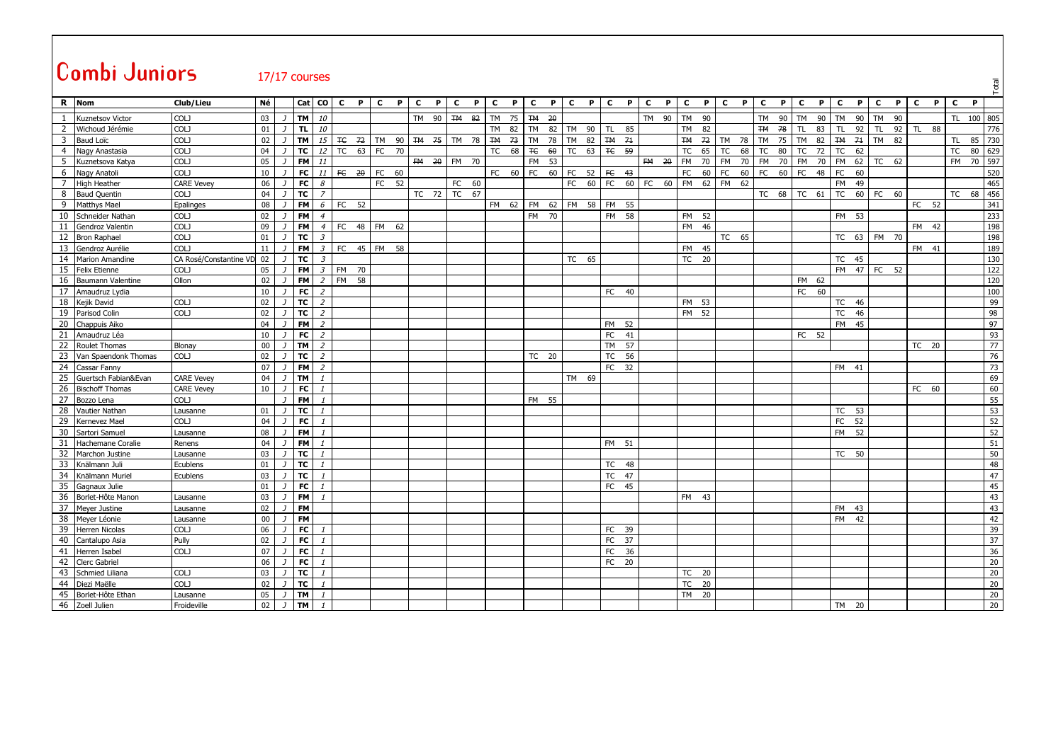# Combi Juniors

17/17 courses

| R | Nom | Club/Lieu | Né | | Cat | CO | C | P | C | P | C | P | C | P | C | P | C | P | C | P | C | P | C | P | C | P | C | P | C | P | C | P | C | P | C | P | C | P | C | P | Total |
|---|---|---|---|---|---|---|---|---|---|---|---|---|---|---|---|---|---|---|---|---|---|---|---|---|---|---|---|---|---|---|---|---|---|---|---|---|---|---|---|---|---|
| 1 | Kuznetsov Victor | COLJ | 03 | J | TM | 10 | | | | | TM | 90 | ~~TM~~ | ~~82~~ | TM | 75 | ~~TM~~ | ~~20~~ | | | | | TM | 90 | TM | 90 | | | TM | 90 | TM | 90 | TM | 90 | TM | 90 | | | TL | 100 | 805 |
| 2 | Wichoud Jérémie | COLJ | 01 | J | TL | 10 | | | | | | | | | TM | 82 | TM | 82 | TM | 90 | TL | 85 | | | TM | 82 | | | ~~TM~~ | ~~78~~ | TL | 83 | TL | 92 | TL | 92 | TL | 88 | | | 776 |
| 3 | Baud Loic | COLJ | 02 | J | TM | 15 | ~~TC~~ | ~~72~~ | TM | 90 | ~~TM~~ | ~~75~~ | TM | 78 | ~~TM~~ | ~~73~~ | TM | 78 | TM | 82 | ~~TM~~ | ~~71~~ | | | ~~TM~~ | ~~72~~ | TM | 78 | TM | 75 | TM | 82 | ~~TM~~ | ~~71~~ | TM | 82 | | | TL | 85 | 730 |
| 4 | Nagy Anastasia | COLJ | 04 | J | TC | 12 | TC | 63 | FC | 70 | | | | | TC | 68 | ~~TC~~ | ~~60~~ | TC | 63 | ~~TC~~ | ~~59~~ | | | TC | 65 | TC | 68 | TC | 80 | TC | 72 | TC | 62 | | | | | TC | 80 | 629 |
| 5 | Kuznetsova Katya | COLJ | 05 | J | FM | 11 | | | | | ~~FM~~ | ~~20~~ | FM | 70 | | | FM | 53 | | | | | ~~FM~~ | ~~20~~ | FM | 70 | FM | 70 | FM | 70 | FM | 70 | FM | 62 | TC | 62 | | | FM | 70 | 597 |
| 6 | Nagy Anatoli | COLJ | 10 | J | FC | 11 | ~~FC~~ | ~~20~~ | FC | 60 | | | | | FC | 60 | FC | 60 | FC | 52 | ~~FC~~ | ~~43~~ | | | FC | 60 | FC | 60 | FC | 60 | FC | 48 | FC | 60 | | | | | | | 520 |
| 7 | High Heather | CARE Vevey | 06 | J | FC | 8 | | | FC | 52 | | | FC | 60 | | | | | FC | 60 | FC | 60 | FC | 60 | FM | 62 | FM | 62 | | | | | FM | 49 | | | | | | | 465 |
| 8 | Baud Quentin | COLJ | 04 | J | TC | 7 | | | | | TC | 72 | TC | 67 | | | | | | | | | | | | | | | TC | 68 | TC | 61 | TC | 60 | FC | 60 | | | TC | 68 | 456 |
| 9 | Matthys Mael | Epalinges | 08 | J | FM | 6 | FC | 52 | | | | | | | FM | 62 | FM | 62 | FM | 58 | FM | 55 | | | | | | | | | | | | | | | FC | 52 | | | 341 |
| 10 | Schneider Nathan | COLJ | 02 | J | FM | 4 | | | | | | | | | | | FM | 70 | | | FM | 58 | | | FM | 52 | | | | | | | FM | 53 | | | | | | | 233 |
| 11 | Gendroz Valentin | COLJ | 09 | J | FM | 4 | FC | 48 | FM | 62 | | | | | | | | | | | | | | | FM | 46 | | | | | | | | | | | FM | 42 | | | 198 |
| 12 | Bron Raphael | COLJ | 01 | J | TC | 3 | | | | | | | | | | | | | | | | | | | | | TC | 65 | | | | | TC | 63 | FM | 70 | | | | | 198 |
| 13 | Gendroz Aurélie | COLJ | 11 | J | FM | 3 | FC | 45 | FM | 58 | | | | | | | | | | | | | | | FM | 45 | | | | | | | | | | | FM | 41 | | | 189 |
| 14 | Marion Amandine | CA Rosé/Constantine VD | 02 | J | TC | 3 | | | | | | | | | | | | | TC | 65 | | | | | TC | 20 | | | | | | | TC | 45 | | | | | | | 130 |
| 15 | Felix Etienne | COLJ | 05 | J | FM | 3 | FM | 70 | | | | | | | | | | | | | | | | | | | | | | | | | FM | 47 | FC | 52 | | | | | 122 |
| 16 | Baumann Valentine | Ollon | 02 | J | FM | 2 | FM | 58 | | | | | | | | | | | | | | | | | | | | | | | FM | 62 | | | | | | | | | 120 |
| 17 | Amaudruz Lydia | | 10 | J | FC | 2 | | | | | | | | | | | | | | | FC | 40 | | | | | | | | | FC | 60 | | | | | | | | | 100 |
| 18 | Kejik David | COLJ | 02 | J | TC | 2 | | | | | | | | | | | | | | | | | | | FM | 53 | | | | | | | TC | 46 | | | | | | | 99 |
| 19 | Parisod Colin | COLJ | 02 | J | TC | 2 | | | | | | | | | | | | | | | | | | | FM | 52 | | | | | | | TC | 46 | | | | | | | 98 |
| 20 | Chappuis Aiko | | 04 | J | FM | 2 | | | | | | | | | | | | | | | FM | 52 | | | | | | | | | | | FM | 45 | | | | | | | 97 |
| 21 | Amaudruz Léa | | 10 | J | FC | 2 | | | | | | | | | | | | | | | FC | 41 | | | | | | | | | FC | 52 | | | | | | | | | 93 |
| 22 | Roulet Thomas | Blonay | 00 | J | TM | 2 | | | | | | | | | | | | | | | TM | 57 | | | | | | | | | | | | | | | TC | 20 | | | 77 |
| 23 | Van Spaendonk Thomas | COLJ | 02 | J | TC | 2 | | | | | | | | | | | TC | 20 | | | TC | 56 | | | | | | | | | | | | | | | | | | | 76 |
| 24 | Cassar Fanny | | 07 | J | FM | 2 | | | | | | | | | | | | | | | FC | 32 | | | | | | | | | | | FM | 41 | | | | | | | 73 |
| 25 | Guertsch Fabian&Evan | CARE Vevey | 04 | J | TM | 1 | | | | | | | | | | | | | TM | 69 | | | | | | | | | | | | | | | | | | | | | 69 |
| 26 | Bischoff Thomas | CARE Vevey | 10 | J | FC | 1 | | | | | | | | | | | | | | | | | | | | | | | | | | | | | | | FC | 60 | | | 60 |
| 27 | Bozzo Lena | COLJ | | J | FM | 1 | | | | | | | | | | | FM | 55 | | | | | | | | | | | | | | | | | | | | | | | 55 |
| 28 | Vautier Nathan | Lausanne | 01 | J | TC | 1 | | | | | | | | | | | | | | | | | | | | | | | | | | | TC | 53 | | | | | | | 53 |
| 29 | Kernevez Mael | COLJ | 04 | J | FC | 1 | | | | | | | | | | | | | | | | | | | | | | | | | | | FC | 52 | | | | | | | 52 |
| 30 | Sartori Samuel | Lausanne | 08 | J | FM | 1 | | | | | | | | | | | | | | | | | | | | | | | | | | | FM | 52 | | | | | | | 52 |
| 31 | Hachemane Coralie | Renens | 04 | J | FM | 1 | | | | | | | | | | | | | | | FM | 51 | | | | | | | | | | | | | | | | | | | 51 |
| 32 | Marchon Justine | Lausanne | 03 | J | TC | 1 | | | | | | | | | | | | | | | | | | | | | | | | | | | TC | 50 | | | | | | | 50 |
| 33 | Knälmann Juli | Ecublens | 01 | J | TC | 1 | | | | | | | | | | | | | | | TC | 48 | | | | | | | | | | | | | | | | | | | 48 |
| 34 | Knälmann Muriel | Ecublens | 03 | J | TC | 1 | | | | | | | | | | | | | | | TC | 47 | | | | | | | | | | | | | | | | | | | 47 |
| 35 | Gagnaux Julie | | 01 | J | FC | 1 | | | | | | | | | | | | | | | FC | 45 | | | | | | | | | | | | | | | | | | | 45 |
| 36 | Borlet-Hôte Manon | Lausanne | 03 | J | FM | 1 | | | | | | | | | | | | | | | | | | | FM | 43 | | | | | | | | | | | | | | | 43 |
| 37 | Meyer Justine | Lausanne | 02 | J | FM | | | | | | | | | | | | | | | | | | | | | | | | | | | | FM | 43 | | | | | | | 43 |
| 38 | Meyer Léonie | Lausanne | 00 | J | FM | | | | | | | | | | | | | | | | | | | | | | | | | | | | FM | 42 | | | | | | | 42 |
| 39 | Herren Nicolas | COLJ | 06 | J | FC | 1 | | | | | | | | | | | | | | | FC | 39 | | | | | | | | | | | | | | | | | | | 39 |
| 40 | Cantalupo Asia | Pully | 02 | J | FC | 1 | | | | | | | | | | | | | | | FC | 37 | | | | | | | | | | | | | | | | | | | 37 |
| 41 | Herren Isabel | COLJ | 07 | J | FC | 1 | | | | | | | | | | | | | | | FC | 36 | | | | | | | | | | | | | | | | | | | 36 |
| 42 | Clerc Gabriel | | 06 | J | FC | 1 | | | | | | | | | | | | | | | FC | 20 | | | | | | | | | | | | | | | | | | | 20 |
| 43 | Schmied Liliana | COLJ | 03 | J | TC | 1 | | | | | | | | | | | | | | | | | | | TC | 20 | | | | | | | | | | | | | | | 20 |
| 44 | Diezi Maëlle | COLJ | 02 | J | TC | 1 | | | | | | | | | | | | | | | | | | | TC | 20 | | | | | | | | | | | | | | | 20 |
| 45 | Borlet-Hôte Ethan | Lausanne | 05 | J | TM | 1 | | | | | | | | | | | | | | | | | | | TM | 20 | | | | | | | | | | | | | | | 20 |
| 46 | Zoell Julien | Froideville | 02 | J | TM | 1 | | | | | | | | | | | | | | | | | | | | | | | | | | | TM | 20 | | | | | | | 20 |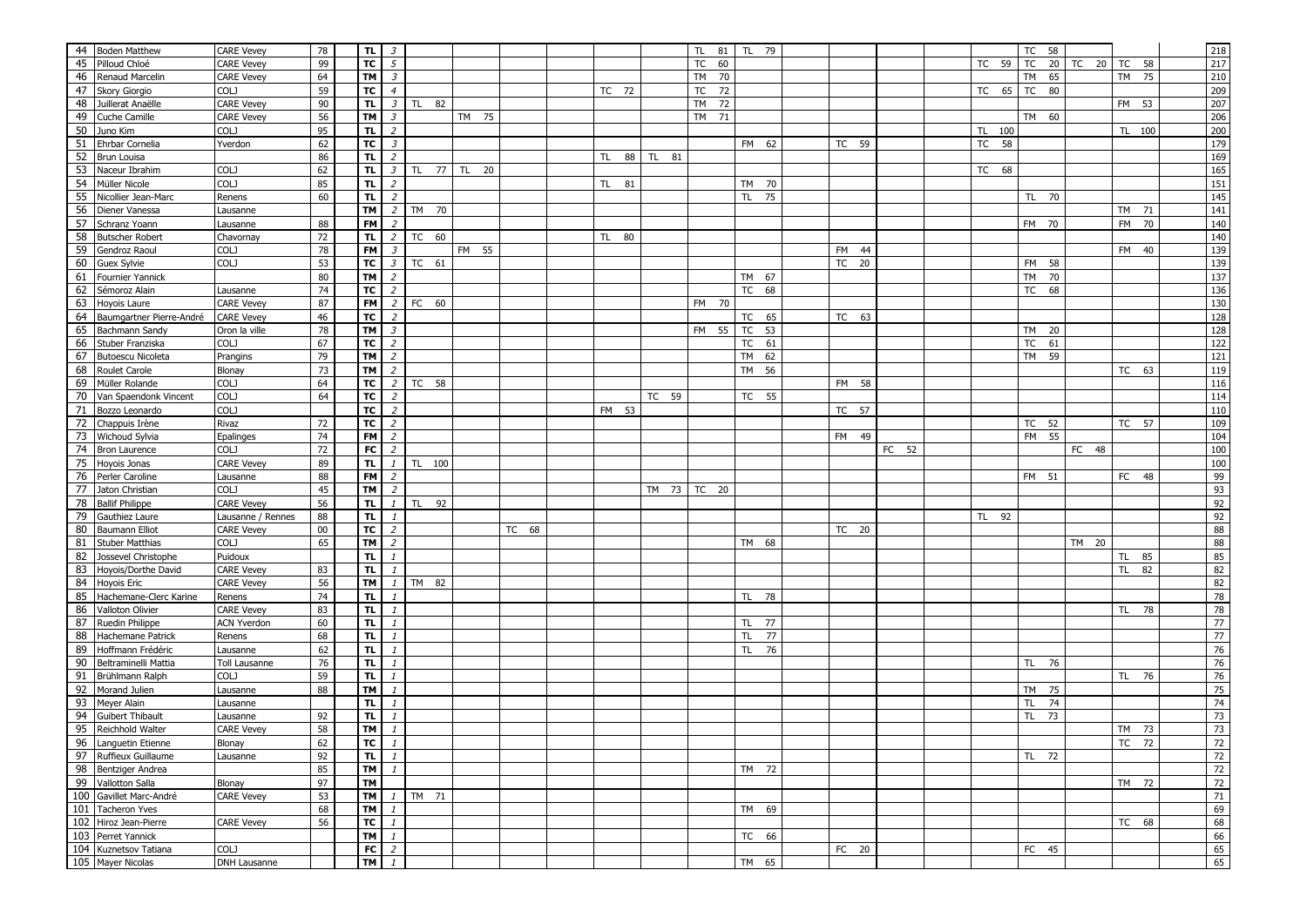| | | | | | | | | | | | | | | | | | | |
|---|---|---|---|---|---|---|---|---|---|---|---|---|---|---|---|---|---|---|
| 44 | Boden Matthew | CARE Vevey | 78 | **TL** | *3* | | | | | | TL 81 | TL 79 | | | TC 58 | | | 218 |
| 45 | Pilloud Chloé | CARE Vevey | 99 | **TC** | *5* | | | | | | TC 60 | | | | TC 59 | TC 20 | TC 20 | TC 58 | 217 |
| 46 | Renaud Marcelin | CARE Vevey | 64 | **TM** | *3* | | | | | | TM 70 | | | | | TM 65 | | TM 75 | 210 |
| 47 | Skory Giorgio | COLJ | 59 | **TC** | *4* | | | | TC 72 | | TC 72 | | | | TC 65 | TC 80 | | | 209 |
| 48 | Juillerat Anaëlle | CARE Vevey | 90 | **TL** | *3* | TL 82 | | | | | TM 72 | | | | | | | FM 53 | 207 |
| 49 | Cuche Camille | CARE Vevey | 56 | **TM** | *3* | | TM 75 | | | | TM 71 | | | | | TM 60 | | | 206 |
| 50 | Juno Kim | COLJ | 95 | **TL** | *2* | | | | | | | | | | TL 100 | | | TL 100 | 200 |
| 51 | Ehrbar Cornelia | Yverdon | 62 | **TC** | *3* | | | | | | | FM 62 | TC 59 | | TC 58 | | | | 179 |
| 52 | Brun Louisa | | 86 | **TL** | *2* | | | | TL 88 | TL 81 | | | | | | | | | 169 |
| 53 | Naceur Ibrahim | COLJ | 62 | **TL** | *3* | TL 77 | TL 20 | | | | | | | | TC 68 | | | | 165 |
| 54 | Müller Nicole | COLJ | 85 | **TL** | *2* | | | | TL 81 | | | TM 70 | | | | | | | 151 |
| 55 | Nicollier Jean-Marc | Renens | 60 | **TL** | *2* | | | | | | | TL 75 | | | | TL 70 | | | 145 |
| 56 | Diener Vanessa | Lausanne | | **TM** | *2* | TM 70 | | | | | | | | | | | | TM 71 | 141 |
| 57 | Schranz Yoann | Lausanne | 88 | **FM** | *2* | | | | | | | | | | | FM 70 | | FM 70 | 140 |
| 58 | Butscher Robert | Chavornay | 72 | **TL** | *2* | TC 60 | | | TL 80 | | | | | | | | | | 140 |
| 59 | Gendroz Raoul | COLJ | 78 | **FM** | *3* | | FM 55 | | | | | | FM 44 | | | | | FM 40 | 139 |
| 60 | Guex Sylvie | COLJ | 53 | **TC** | *3* | TC 61 | | | | | | | TC 20 | | | FM 58 | | | 139 |
| 61 | Fournier Yannick | | 80 | **TM** | *2* | | | | | | | TM 67 | | | | TM 70 | | | 137 |
| 62 | Sémoroz Alain | Lausanne | 74 | **TC** | *2* | | | | | | | TC 68 | | | | TC 68 | | | 136 |
| 63 | Hoyois Laure | CARE Vevey | 87 | **FM** | *2* | FC 60 | | | | | FM 70 | | | | | | | | 130 |
| 64 | Baumgartner Pierre-André | CARE Vevey | 46 | **TC** | *2* | | | | | | | TC 65 | TC 63 | | | | | | 128 |
| 65 | Bachmann Sandy | Oron la ville | 78 | **TM** | *3* | | | | | | FM 55 | TC 53 | | | | TM 20 | | | 128 |
| 66 | Stuber Franziska | COLJ | 67 | **TC** | *2* | | | | | | | TC 61 | | | | TC 61 | | | 122 |
| 67 | Butoescu Nicoleta | Prangins | 79 | **TM** | *2* | | | | | | | TM 62 | | | | TM 59 | | | 121 |
| 68 | Roulet Carole | Blonay | 73 | **TM** | *2* | | | | | | | TM 56 | | | | | | TC 63 | 119 |
| 69 | Müller Rolande | COLJ | 64 | **TC** | *2* | TC 58 | | | | | | | FM 58 | | | | | | 116 |
| 70 | Van Spaendonk Vincent | COLJ | 64 | **TC** | *2* | | | | | TC 59 | | TC 55 | | | | | | | 114 |
| 71 | Bozzo Leonardo | COLJ | | **TC** | *2* | | | | FM 53 | | | | TC 57 | | | | | | 110 |
| 72 | Chappuis Irène | Rivaz | 72 | **TC** | *2* | | | | | | | | | | | TC 52 | | TC 57 | 109 |
| 73 | Wichoud Sylvia | Epalinges | 74 | **FM** | *2* | | | | | | | | FM 49 | | | FM 55 | | | 104 |
| 74 | Bron Laurence | COLJ | 72 | **FC** | *2* | | | | | | | | | FC 52 | | | FC 48 | | 100 |
| 75 | Hoyois Jonas | CARE Vevey | 89 | **TL** | *1* | TL 100 | | | | | | | | | | | | | 100 |
| 76 | Perler Caroline | Lausanne | 88 | **FM** | *2* | | | | | | | | | | | FM 51 | | FC 48 | 99 |
| 77 | Jaton Christian | COLJ | 45 | **TM** | *2* | | | | | TM 73 | TC 20 | | | | | | | | 93 |
| 78 | Ballif Philippe | CARE Vevey | 56 | **TL** | *1* | TL 92 | | | | | | | | | | | | | 92 |
| 79 | Gauthiez Laure | Lausanne / Rennes | 88 | **TL** | *1* | | | | | | | | | | TL 92 | | | | 92 |
| 80 | Baumann Elliot | CARE Vevey | 00 | **TC** | *2* | | | TC 68 | | | | | TC 20 | | | | | | 88 |
| 81 | Stuber Matthias | COLJ | 65 | **TM** | *2* | | | | | | | TM 68 | | | | | TM 20 | | 88 |
| 82 | Jossevel Christophe | Puidoux | | **TL** | *1* | | | | | | | | | | | | | TL 85 | 85 |
| 83 | Hoyois/Dorthe David | CARE Vevey | 83 | **TL** | *1* | | | | | | | | | | | | | TL 82 | 82 |
| 84 | Hoyois Eric | CARE Vevey | 56 | **TM** | *1* | TM 82 | | | | | | | | | | | | | 82 |
| 85 | Hachemane-Clerc Karine | Renens | 74 | **TL** | *1* | | | | | | | TL 78 | | | | | | | 78 |
| 86 | Valloton Olivier | CARE Vevey | 83 | **TL** | *1* | | | | | | | | | | | | | TL 78 | 78 |
| 87 | Ruedin Philippe | ACN Yverdon | 60 | **TL** | *1* | | | | | | | TL 77 | | | | | | | 77 |
| 88 | Hachemane Patrick | Renens | 68 | **TL** | *1* | | | | | | | TL 77 | | | | | | | 77 |
| 89 | Hoffmann Frédéric | Lausanne | 62 | **TL** | *1* | | | | | | | TL 76 | | | | | | | 76 |
| 90 | Beltraminelli Mattia | Toll Lausanne | 76 | **TL** | *1* | | | | | | | | | | | TL 76 | | | 76 |
| 91 | Brühlmann Ralph | COLJ | 59 | **TL** | *1* | | | | | | | | | | | | | TL 76 | 76 |
| 92 | Morand Julien | Lausanne | 88 | **TM** | *1* | | | | | | | | | | | TM 75 | | | 75 |
| 93 | Meyer Alain | Lausanne | | **TL** | *1* | | | | | | | | | | | TL 74 | | | 74 |
| 94 | Guibert Thibault | Lausanne | 92 | **TL** | *1* | | | | | | | | | | | TL 73 | | | 73 |
| 95 | Reichhold Walter | CARE Vevey | 58 | **TM** | *1* | | | | | | | | | | | | | TM 73 | 73 |
| 96 | Languetin Etienne | Blonay | 62 | **TC** | *1* | | | | | | | | | | | | | TC 72 | 72 |
| 97 | Ruffieux Guillaume | Lausanne | 92 | **TL** | *1* | | | | | | | | | | | TL 72 | | | 72 |
| 98 | Bentziger Andrea | | 85 | **TM** | *1* | | | | | | | TM 72 | | | | | | | 72 |
| 99 | Vallotton Salla | Blonay | 97 | **TM** | | | | | | | | | | | | | | TM 72 | 72 |
| 100 | Gavillet Marc-André | CARE Vevey | 53 | **TM** | *1* | TM 71 | | | | | | | | | | | | | 71 |
| 101 | Tacheron Yves | | 68 | **TM** | *1* | | | | | | | TM 69 | | | | | | | 69 |
| 102 | Hiroz Jean-Pierre | CARE Vevey | 56 | **TC** | *1* | | | | | | | | | | | | | TC 68 | 68 |
| 103 | Perret Yannick | | | **TM** | *1* | | | | | | | TC 66 | | | | | | | 66 |
| 104 | Kuznetsov Tatiana | COLJ | | **FC** | *2* | | | | | | | | FC 20 | | | FC 45 | | | 65 |
| 105 | Mayer Nicolas | DNH Lausanne | | **TM** | *1* | | | | | | | TM 65 | | | | | | | 65 |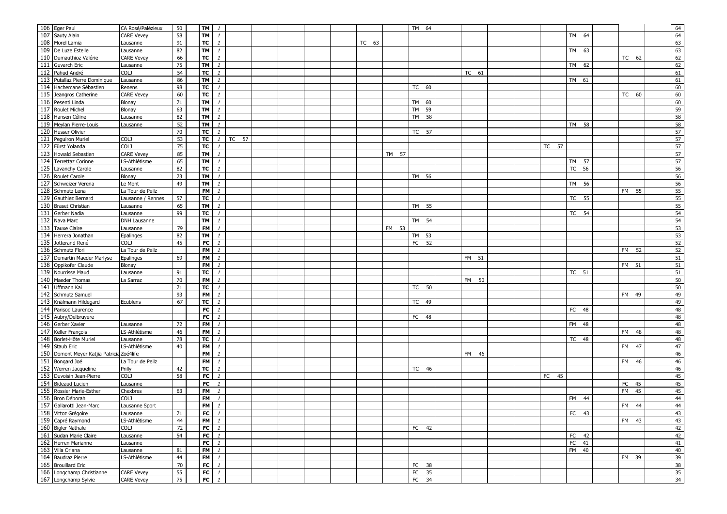| | | | | | | | | | | | | | | | | | | | | | | |
|---|---|---|---|---|---|---|---|---|---|---|---|---|---|---|---|---|---|---|---|---|---|---|
| 106 | Eger Paul | CA Rosé/Palézieux | 50 | TM | 1 | | | | | | | | TM 64 | | | | | | | | | 64 |
| 107 | Sauty Alain | CARE Vevey | 58 | TM | 1 | | | | | | | | | | | | | | TM 64 | | | 64 |
| 108 | Morel Lamia | Lausanne | 91 | TC | 1 | | | | | | TC 63 | | | | | | | | | | | 63 |
| 109 | De Luze Estelle | Lausanne | 82 | TM | 1 | | | | | | | | | | | | | | TM 63 | | | 63 |
| 110 | Dumauthioz Valérie | CARE Vevey | 66 | TC | 1 | | | | | | | | | | | | | | | | TC 62 | 62 |
| 111 | Guvarch Eric | Lausanne | 75 | TM | 1 | | | | | | | | | | | | | | TM 62 | | | 62 |
| 112 | Pahud André | COLJ | 54 | TC | 1 | | | | | | | | | | TC 61 | | | | | | | 61 |
| 113 | Putallaz Pierre Dominique | Lausanne | 86 | TM | 1 | | | | | | | | | | | | | | TM 61 | | | 61 |
| 114 | Hachemane Sébastien | Renens | 98 | TC | 1 | | | | | | | | TC 60 | | | | | | | | | 60 |
| 115 | Jeangros Catherine | CARE Vevey | 60 | TC | 1 | | | | | | | | | | | | | | | | TC 60 | 60 |
| 116 | Pesenti Linda | Blonay | 71 | TM | 1 | | | | | | | | TM 60 | | | | | | | | | 60 |
| 117 | Roulet Michel | Blonay | 63 | TM | 1 | | | | | | | | TM 59 | | | | | | | | | 59 |
| 118 | Hansen Céline | Lausanne | 82 | TM | 1 | | | | | | | | TM 58 | | | | | | | | | 58 |
| 119 | Meylan Pierre-Louis | Lausanne | 52 | TM | 1 | | | | | | | | | | | | | | TM 58 | | | 58 |
| 120 | Husser Olivier | | 70 | TC | 1 | | | | | | | | TC 57 | | | | | | | | | 57 |
| 121 | Peguiron Muriel | COLJ | 53 | TC | 1 | TC 57 | | | | | | | | | | | | | | | | 57 |
| 122 | Fürst Yolanda | COLJ | 75 | TC | 1 | | | | | | | | | | | | | TC 57 | | | | 57 |
| 123 | Howald Sebastien | CARE Vevey | 85 | TM | 1 | | | | | | | TM 57 | | | | | | | | | | 57 |
| 124 | Terrettaz Corinne | LS-Athlétisme | 65 | TM | 1 | | | | | | | | | | | | | | TM 57 | | | 57 |
| 125 | Lavanchy Carole | Lausanne | 82 | TC | 1 | | | | | | | | | | | | | | TC 56 | | | 56 |
| 126 | Roulet Carole | Blonay | 73 | TM | 1 | | | | | | | | TM 56 | | | | | | | | | 56 |
| 127 | Schweizer Verena | Le Mont | 49 | TM | 1 | | | | | | | | | | | | | | TM 56 | | | 56 |
| 128 | Schmutz Lena | La Tour de Peilz | | FM | 1 | | | | | | | | | | | | | | | | FM 55 | 55 |
| 129 | Gauthiez Bernard | Lausanne / Rennes | 57 | TC | 1 | | | | | | | | | | | | | | TC 55 | | | 55 |
| 130 | Braset Christian | Lausanne | 65 | TM | 1 | | | | | | | | TM 55 | | | | | | | | | 55 |
| 131 | Gerber Nadia | Lausanne | 99 | TC | 1 | | | | | | | | | | | | | | TC 54 | | | 54 |
| 132 | Nava Marc | DNH Lausanne | | TM | 1 | | | | | | | | TM 54 | | | | | | | | | 54 |
| 133 | Tauxe Claire | Lausanne | 79 | FM | 1 | | | | | | | FM 53 | | | | | | | | | | 53 |
| 134 | Herrera Jonathan | Epalinges | 82 | TM | 1 | | | | | | | | TM 53 | | | | | | | | | 53 |
| 135 | Jotterand René | COLJ | 45 | FC | 1 | | | | | | | | FC 52 | | | | | | | | | 52 |
| 136 | Schmutz Flori | La Tour de Peilz | | FM | 1 | | | | | | | | | | | | | | | | FM 52 | 52 |
| 137 | Demartin Maeder Marlyse | Epalinges | 69 | FM | 1 | | | | | | | | | | FM 51 | | | | | | | 51 |
| 138 | Oppikofer Claude | Blonay | | FM | 1 | | | | | | | | | | | | | | | | FM 51 | 51 |
| 139 | Nourrisse Maud | Lausanne | 91 | TC | 1 | | | | | | | | | | | | | | TC 51 | | | 51 |
| 140 | Maeder Thomas | La Sarraz | 70 | FM | 1 | | | | | | | | | | FM 50 | | | | | | | 50 |
| 141 | Uffmann Kai | | 71 | TC | 1 | | | | | | | | TC 50 | | | | | | | | | 50 |
| 142 | Schmutz Samuel | | 93 | FM | 1 | | | | | | | | | | | | | | | | FM 49 | 49 |
| 143 | Knälmann Hildegard | Ecublens | 67 | TC | 1 | | | | | | | | TC 49 | | | | | | | | | 49 |
| 144 | Parisod Laurence | | | FC | 1 | | | | | | | | | | | | | | FC 48 | | | 48 |
| 145 | Aubry/Delbruyere | | | FC | 1 | | | | | | | | FC 48 | | | | | | | | | 48 |
| 146 | Gerber Xavier | Lausanne | 72 | FM | 1 | | | | | | | | | | | | | | FM 48 | | | 48 |
| 147 | Keller François | LS-Athlétisme | 46 | FM | 1 | | | | | | | | | | | | | | | | FM 48 | 48 |
| 148 | Borlet-Hôte Muriel | Lausanne | 78 | TC | 1 | | | | | | | | | | | | | | TC 48 | | | 48 |
| 149 | Staub Eric | LS-Athlétisme | 40 | FM | 1 | | | | | | | | | | | | | | | | FM 47 | 47 |
| 150 | Domont Meyer Katjia Patricia | Zoé4life | | FM | 1 | | | | | | | | | | FM 46 | | | | | | | 46 |
| 151 | Bongard Joé | La Tour de Peilz | | FM | 1 | | | | | | | | | | | | | | | | FM 46 | 46 |
| 152 | Werren Jacqueline | Prilly | 42 | TC | 1 | | | | | | | | TC 46 | | | | | | | | | 46 |
| 153 | Duvoisin Jean-Pierre | COLJ | 58 | FC | 1 | | | | | | | | | | | | | FC 45 | | | | 45 |
| 154 | Bideaud Lucien | Lausanne | | FC | 1 | | | | | | | | | | | | | | | | FC 45 | 45 |
| 155 | Rossier Marie-Esther | Chexbres | 63 | FM | 1 | | | | | | | | | | | | | | | | FM 45 | 45 |
| 156 | Bron Déborah | COLJ | | FM | 1 | | | | | | | | | | | | | | FM 44 | | | 44 |
| 157 | Gallarotti Jean-Marc | Lausanne Sport | | FM | 1 | | | | | | | | | | | | | | | | FM 44 | 44 |
| 158 | Vittoz Grégoire | Lausanne | 71 | FC | 1 | | | | | | | | | | | | | | FC 43 | | | 43 |
| 159 | Capré Raymond | LS-Athlétisme | 44 | FM | 1 | | | | | | | | | | | | | | | | FM 43 | 43 |
| 160 | Bigler Nathale | COLJ | 72 | FC | 1 | | | | | | | | FC 42 | | | | | | | | | 42 |
| 161 | Sudan Marie Claire | Lausanne | 54 | FC | 1 | | | | | | | | | | | | | | FC 42 | | | 42 |
| 162 | Herren Marianne | Lausanne | | FC | 1 | | | | | | | | | | | | | | FC 41 | | | 41 |
| 163 | Villa Oriana | Lausanne | 81 | FM | 1 | | | | | | | | | | | | | | FM 40 | | | 40 |
| 164 | Baudraz Pierre | LS-Athlétisme | 44 | FM | 1 | | | | | | | | | | | | | | | | FM 39 | 39 |
| 165 | Brouillard Eric | | 70 | FC | 1 | | | | | | | | FC 38 | | | | | | | | | 38 |
| 166 | Longchamp Christianne | CARE Vevey | 55 | FC | 1 | | | | | | | | FC 35 | | | | | | | | | 35 |
| 167 | Longchamp Sylvie | CARE Vevey | 75 | FC | 1 | | | | | | | | FC 34 | | | | | | | | | 34 |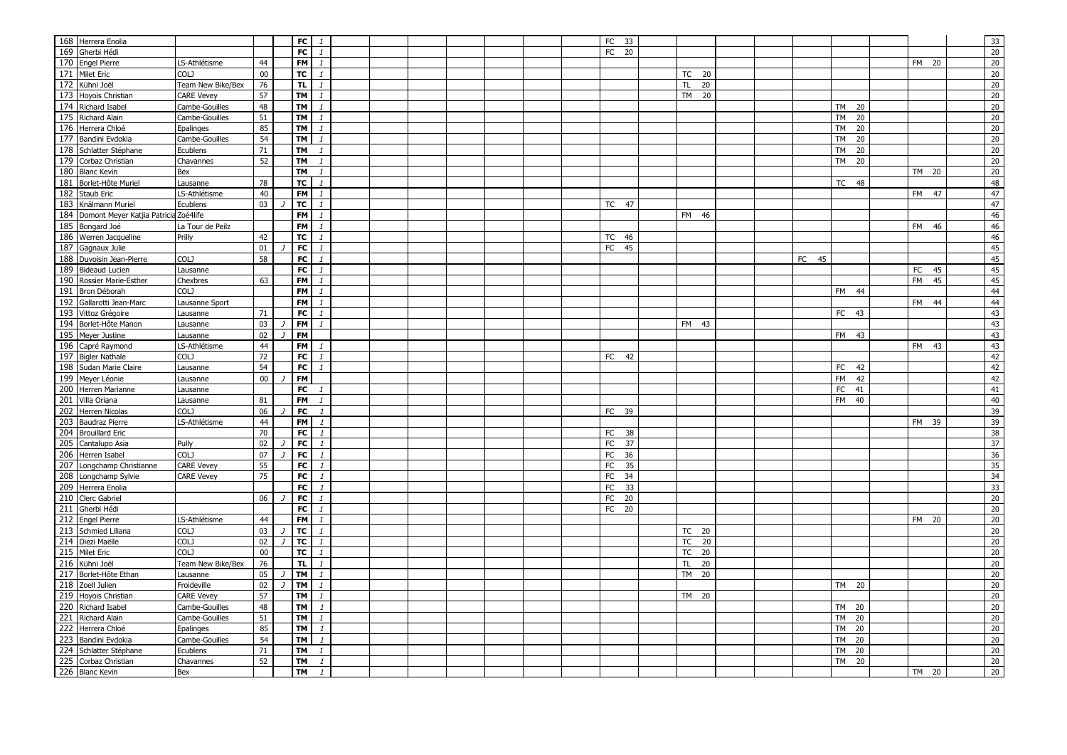| | | | | | | | | | | | | | | | | | | | | | | | |
|---|---|---|---|---|---|---|---|---|---|---|---|---|---|---|---|---|---|---|---|---|---|---|---|
| 168 | Herrera Enolia | | | | FC | 1 | | | | | | | | FC 33 | | | | | | | | | 33 |
| 169 | Gherbi Hédi | | | | FC | 1 | | | | | | | | FC 20 | | | | | | | | | 20 |
| 170 | Engel Pierre | LS-Athlétisme | 44 | | FM | 1 | | | | | | | | | | | | | | | FM 20 | | 20 |
| 171 | Milet Eric | COLJ | 00 | | TC | 1 | | | | | | | | | TC 20 | | | | | | | | 20 |
| 172 | Kühni Joël | Team New Bike/Bex | 76 | | TL | 1 | | | | | | | | | TL 20 | | | | | | | | 20 |
| 173 | Hoyois Christian | CARE Vevey | 57 | | TM | 1 | | | | | | | | | TM 20 | | | | | | | | 20 |
| 174 | Richard Isabel | Cambe-Gouilles | 48 | | TM | 1 | | | | | | | | | | | | | TM 20 | | | | 20 |
| 175 | Richard Alain | Cambe-Gouilles | 51 | | TM | 1 | | | | | | | | | | | | | TM 20 | | | | 20 |
| 176 | Herrera Chloé | Epalinges | 85 | | TM | 1 | | | | | | | | | | | | | TM 20 | | | | 20 |
| 177 | Bandini Evdokia | Cambe-Gouilles | 54 | | TM | 1 | | | | | | | | | | | | | TM 20 | | | | 20 |
| 178 | Schlatter Stéphane | Ecublens | 71 | | TM | 1 | | | | | | | | | | | | | TM 20 | | | | 20 |
| 179 | Corbaz Christian | Chavannes | 52 | | TM | 1 | | | | | | | | | | | | | TM 20 | | | | 20 |
| 180 | Blanc Kevin | Bex | | | TM | 1 | | | | | | | | | | | | | | | TM 20 | | 20 |
| 181 | Borlet-Hôte Muriel | Lausanne | 78 | | TC | 1 | | | | | | | | | | | | | TC 48 | | | | 48 |
| 182 | Staub Eric | LS-Athlétisme | 40 | | FM | 1 | | | | | | | | | | | | | | | FM 47 | | 47 |
| 183 | Knälmann Muriel | Ecublens | 03 | J | TC | 1 | | | | | | | | TC 47 | | | | | | | | | 47 |
| 184 | Domont Meyer Katjia Patricia | Zoé4life | | | FM | 1 | | | | | | | | | FM 46 | | | | | | | | 46 |
| 185 | Bongard Joé | La Tour de Peilz | | | FM | 1 | | | | | | | | | | | | | | | FM 46 | | 46 |
| 186 | Werren Jacqueline | Prilly | 42 | | TC | 1 | | | | | | | | TC 46 | | | | | | | | | 46 |
| 187 | Gagnaux Julie | | 01 | J | FC | 1 | | | | | | | | FC 45 | | | | | | | | | 45 |
| 188 | Duvoisin Jean-Pierre | COLJ | 58 | | FC | 1 | | | | | | | | | | | | FC 45 | | | | | 45 |
| 189 | Bideaud Lucien | Lausanne | | | FC | 1 | | | | | | | | | | | | | | | FC 45 | | 45 |
| 190 | Rossier Marie-Esther | Chexbres | 63 | | FM | 1 | | | | | | | | | | | | | | | FM 45 | | 45 |
| 191 | Bron Déborah | COLJ | | | FM | 1 | | | | | | | | | | | | | FM 44 | | | | 44 |
| 192 | Gallarotti Jean-Marc | Lausanne Sport | | | FM | 1 | | | | | | | | | | | | | | | FM 44 | | 44 |
| 193 | Vittoz Grégoire | Lausanne | 71 | | FC | 1 | | | | | | | | | | | | | FC 43 | | | | 43 |
| 194 | Borlet-Hôte Manon | Lausanne | 03 | J | FM | 1 | | | | | | | | | FM 43 | | | | | | | | 43 |
| 195 | Meyer Justine | Lausanne | 02 | J | FM | | | | | | | | | | | | | | FM 43 | | | | 43 |
| 196 | Capré Raymond | LS-Athlétisme | 44 | | FM | 1 | | | | | | | | | | | | | | | FM 43 | | 43 |
| 197 | Bigler Nathale | COLJ | 72 | | FC | 1 | | | | | | | | FC 42 | | | | | | | | | 42 |
| 198 | Sudan Marie Claire | Lausanne | 54 | | FC | 1 | | | | | | | | | | | | | FC 42 | | | | 42 |
| 199 | Meyer Léonie | Lausanne | 00 | J | FM | | | | | | | | | | | | | | FM 42 | | | | 42 |
| 200 | Herren Marianne | Lausanne | | | FC | 1 | | | | | | | | | | | | | FC 41 | | | | 41 |
| 201 | Villa Oriana | Lausanne | 81 | | FM | 1 | | | | | | | | | | | | | FM 40 | | | | 40 |
| 202 | Herren Nicolas | COLJ | 06 | J | FC | 1 | | | | | | | | FC 39 | | | | | | | | | 39 |
| 203 | Baudraz Pierre | LS-Athlétisme | 44 | | FM | 1 | | | | | | | | | | | | | | | FM 39 | | 39 |
| 204 | Brouillard Eric | | 70 | | FC | 1 | | | | | | | | FC 38 | | | | | | | | | 38 |
| 205 | Cantalupo Asia | Pully | 02 | J | FC | 1 | | | | | | | | FC 37 | | | | | | | | | 37 |
| 206 | Herren Isabel | COLJ | 07 | J | FC | 1 | | | | | | | | FC 36 | | | | | | | | | 36 |
| 207 | Longchamp Christianne | CARE Vevey | 55 | | FC | 1 | | | | | | | | FC 35 | | | | | | | | | 35 |
| 208 | Longchamp Sylvie | CARE Vevey | 75 | | FC | 1 | | | | | | | | FC 34 | | | | | | | | | 34 |
| 209 | Herrera Enolia | | | | FC | 1 | | | | | | | | FC 33 | | | | | | | | | 33 |
| 210 | Clerc Gabriel | | 06 | J | FC | 1 | | | | | | | | FC 20 | | | | | | | | | 20 |
| 211 | Gherbi Hédi | | | | FC | 1 | | | | | | | | FC 20 | | | | | | | | | 20 |
| 212 | Engel Pierre | LS-Athlétisme | 44 | | FM | 1 | | | | | | | | | | | | | | | FM 20 | | 20 |
| 213 | Schmied Liliana | COLJ | 03 | J | TC | 1 | | | | | | | | | TC 20 | | | | | | | | 20 |
| 214 | Diezi Maëlle | COLJ | 02 | J | TC | 1 | | | | | | | | | TC 20 | | | | | | | | 20 |
| 215 | Milet Eric | COLJ | 00 | | TC | 1 | | | | | | | | | TC 20 | | | | | | | | 20 |
| 216 | Kühni Joël | Team New Bike/Bex | 76 | | TL | 1 | | | | | | | | | TL 20 | | | | | | | | 20 |
| 217 | Borlet-Hôte Ethan | Lausanne | 05 | J | TM | 1 | | | | | | | | | TM 20 | | | | | | | | 20 |
| 218 | Zoell Julien | Froideville | 02 | J | TM | 1 | | | | | | | | | | | | | TM 20 | | | | 20 |
| 219 | Hoyois Christian | CARE Vevey | 57 | | TM | 1 | | | | | | | | | TM 20 | | | | | | | | 20 |
| 220 | Richard Isabel | Cambe-Gouilles | 48 | | TM | 1 | | | | | | | | | | | | | TM 20 | | | | 20 |
| 221 | Richard Alain | Cambe-Gouilles | 51 | | TM | 1 | | | | | | | | | | | | | TM 20 | | | | 20 |
| 222 | Herrera Chloé | Epalinges | 85 | | TM | 1 | | | | | | | | | | | | | TM 20 | | | | 20 |
| 223 | Bandini Evdokia | Cambe-Gouilles | 54 | | TM | 1 | | | | | | | | | | | | | TM 20 | | | | 20 |
| 224 | Schlatter Stéphane | Ecublens | 71 | | TM | 1 | | | | | | | | | | | | | TM 20 | | | | 20 |
| 225 | Corbaz Christian | Chavannes | 52 | | TM | 1 | | | | | | | | | | | | | TM 20 | | | | 20 |
| 226 | Blanc Kevin | Bex | | | TM | 1 | | | | | | | | | | | | | | | TM 20 | | 20 |